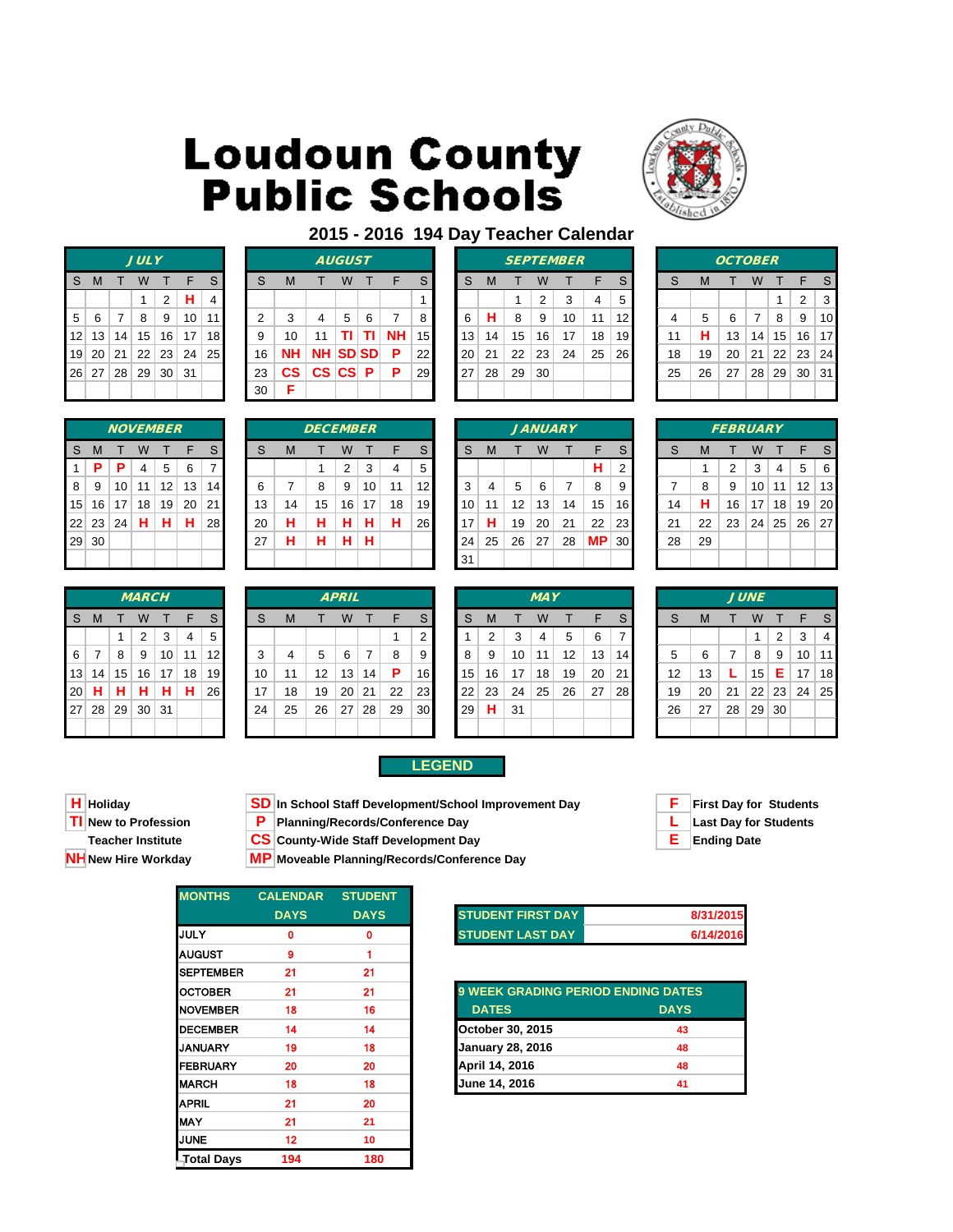# Loudoun County Public Schools

## 2015 - 2016 194 Day Teacher Calendar

**JULY**

| S | M | T | W | T | F | S |
|---|---|---|---|---|---|---|
| | | | 1 | 2 | H | 4 |
| 5 | 6 | 7 | 8 | 9 | 10 | 11 |
| 12 | 13 | 14 | 15 | 16 | 17 | 18 |
| 19 | 20 | 21 | 22 | 23 | 24 | 25 |
| 26 | 27 | 28 | 29 | 30 | 31 | |

**AUGUST**

| S | M | T | W | T | F | S |
|---|---|---|---|---|---|---|
| | | | | | | 1 |
| 2 | 3 | 4 | 5 | 6 | 7 | 8 |
| 9 | 10 | 11 | TI | TI | NH | 15 |
| 16 | NH | NH | SD | SD | P | 22 |
| 23 | CS | CS | CS | P | P | 29 |
| 30 | F | | | | | |

**SEPTEMBER**

| S | M | T | W | T | F | S |
|---|---|---|---|---|---|---|
| | | 1 | 2 | 3 | 4 | 5 |
| 6 | H | 8 | 9 | 10 | 11 | 12 |
| 13 | 14 | 15 | 16 | 17 | 18 | 19 |
| 20 | 21 | 22 | 23 | 24 | 25 | 26 |
| 27 | 28 | 29 | 30 | | | |

**OCTOBER**

| S | M | T | W | T | F | S |
|---|---|---|---|---|---|---|
| | | | | 1 | 2 | 3 |
| 4 | 5 | 6 | 7 | 8 | 9 | 10 |
| 11 | H | 13 | 14 | 15 | 16 | 17 |
| 18 | 19 | 20 | 21 | 22 | 23 | 24 |
| 25 | 26 | 27 | 28 | 29 | 30 | 31 |

**NOVEMBER**

| S | M | T | W | T | F | S |
|---|---|---|---|---|---|---|
| 1 | P | P | 4 | 5 | 6 | 7 |
| 8 | 9 | 10 | 11 | 12 | 13 | 14 |
| 15 | 16 | 17 | 18 | 19 | 20 | 21 |
| 22 | 23 | 24 | H | H | H | 28 |
| 29 | 30 | | | | | |

**DECEMBER**

| S | M | T | W | T | F | S |
|---|---|---|---|---|---|---|
| | | 1 | 2 | 3 | 4 | 5 |
| 6 | 7 | 8 | 9 | 10 | 11 | 12 |
| 13 | 14 | 15 | 16 | 17 | 18 | 19 |
| 20 | H | H | H | H | H | 26 |
| 27 | H | H | H | H | | |

**JANUARY**

| S | M | T | W | T | F | S |
|---|---|---|---|---|---|---|
| | | | | | H | 2 |
| 3 | 4 | 5 | 6 | 7 | 8 | 9 |
| 10 | 11 | 12 | 13 | 14 | 15 | 16 |
| 17 | H | 19 | 20 | 21 | 22 | 23 |
| 24 | 25 | 26 | 27 | 28 | MP | 30 |
| 31 | | | | | | |

**FEBRUARY**

| S | M | T | W | T | F | S |
|---|---|---|---|---|---|---|
| | 1 | 2 | 3 | 4 | 5 | 6 |
| 7 | 8 | 9 | 10 | 11 | 12 | 13 |
| 14 | H | 16 | 17 | 18 | 19 | 20 |
| 21 | 22 | 23 | 24 | 25 | 26 | 27 |
| 28 | 29 | | | | | |

**MARCH**

| S | M | T | W | T | F | S |
|---|---|---|---|---|---|---|
| | | 1 | 2 | 3 | 4 | 5 |
| 6 | 7 | 8 | 9 | 10 | 11 | 12 |
| 13 | 14 | 15 | 16 | 17 | 18 | 19 |
| 20 | H | H | H | H | H | 26 |
| 27 | 28 | 29 | 30 | 31 | | |

**APRIL**

| S | M | T | W | T | F | S |
|---|---|---|---|---|---|---|
| | | | | | 1 | 2 |
| 3 | 4 | 5 | 6 | 7 | 8 | 9 |
| 10 | 11 | 12 | 13 | 14 | P | 16 |
| 17 | 18 | 19 | 20 | 21 | 22 | 23 |
| 24 | 25 | 26 | 27 | 28 | 29 | 30 |

**MAY**

| S | M | T | W | T | F | S |
|---|---|---|---|---|---|---|
| 1 | 2 | 3 | 4 | 5 | 6 | 7 |
| 8 | 9 | 10 | 11 | 12 | 13 | 14 |
| 15 | 16 | 17 | 18 | 19 | 20 | 21 |
| 22 | 23 | 24 | 25 | 26 | 27 | 28 |
| 29 | H | 31 | | | | |

**JUNE**

| S | M | T | W | T | F | S |
|---|---|---|---|---|---|---|
| | | | 1 | 2 | 3 | 4 |
| 5 | 6 | 7 | 8 | 9 | 10 | 11 |
| 12 | 13 | L | 15 | E | 17 | 18 |
| 19 | 20 | 21 | 22 | 23 | 24 | 25 |
| 26 | 27 | 28 | 29 | 30 | | |

## LEGEND

- **H** Holiday
- **TI** New to Profession Teacher Institute
- **NH** New Hire Workday
- **SD** In School Staff Development/School Improvement Day
- **P** Planning/Records/Conference Day
- **CS** County-Wide Staff Development Day
- **MP** Moveable Planning/Records/Conference Day
- **F** First Day for Students
- **L** Last Day for Students
- **E** Ending Date

| MONTHS | CALENDAR DAYS | STUDENT DAYS |
|---|---|---|
| JULY | 0 | 0 |
| AUGUST | 9 | 1 |
| SEPTEMBER | 21 | 21 |
| OCTOBER | 21 | 21 |
| NOVEMBER | 18 | 16 |
| DECEMBER | 14 | 14 |
| JANUARY | 19 | 18 |
| FEBRUARY | 20 | 20 |
| MARCH | 18 | 18 |
| APRIL | 21 | 20 |
| MAY | 21 | 21 |
| JUNE | 12 | 10 |
| Total Days | 194 | 180 |

| | |
|---|---|
| STUDENT FIRST DAY | 8/31/2015 |
| STUDENT LAST DAY | 6/14/2016 |

| 9 WEEK GRADING PERIOD ENDING DATES | |
|---|---|
| DATES | DAYS |
| October 30, 2015 | 43 |
| January 28, 2016 | 48 |
| April 14, 2016 | 48 |
| June 14, 2016 | 41 |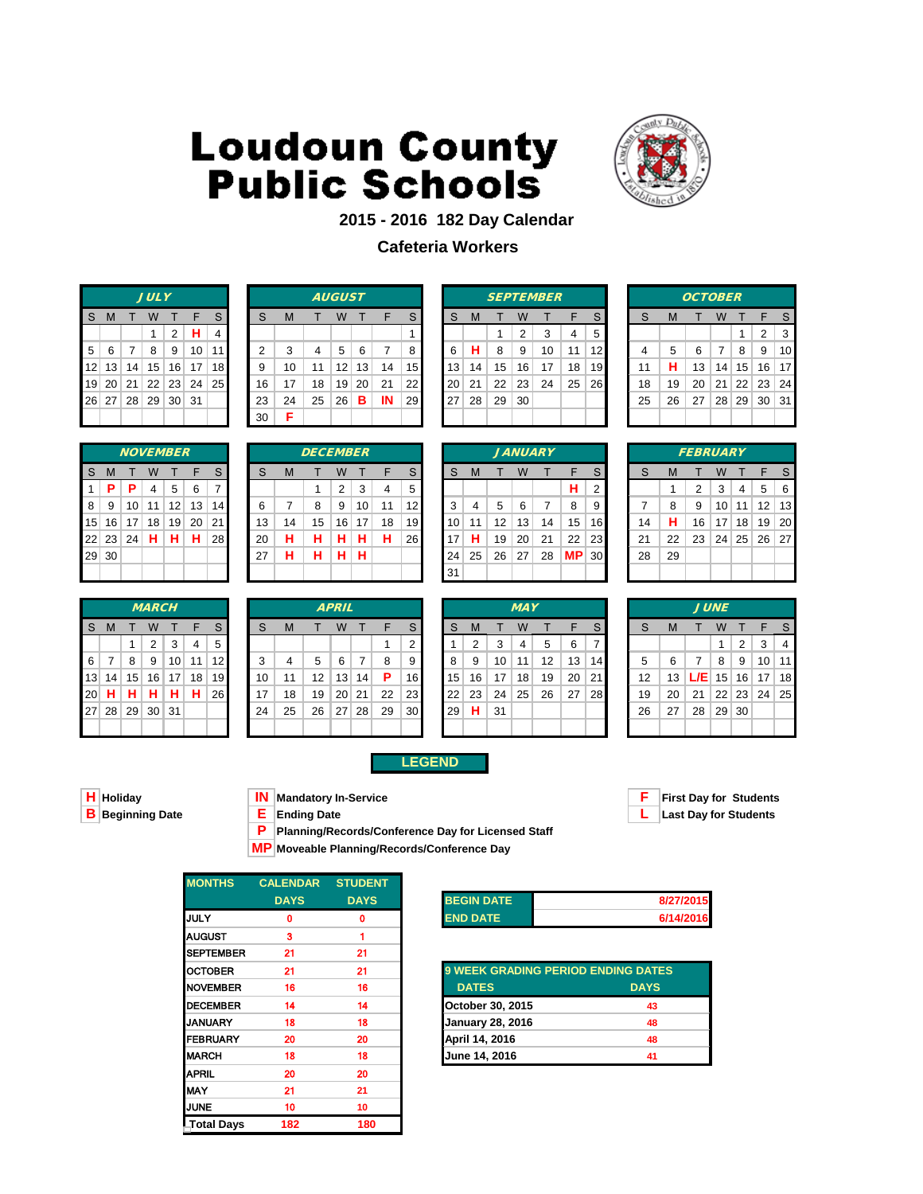# Loudoun County Public Schools

## 2015 - 2016 182 Day Calendar

### Cafeteria Workers

**JULY**

| S | M | T | W | T | F | S |
|---|---|---|---|---|---|---|
| | | | 1 | 2 | H | 4 |
| 5 | 6 | 7 | 8 | 9 | 10 | 11 |
| 12 | 13 | 14 | 15 | 16 | 17 | 18 |
| 19 | 20 | 21 | 22 | 23 | 24 | 25 |
| 26 | 27 | 28 | 29 | 30 | 31 | |

**AUGUST**

| S | M | T | W | T | F | S |
|---|---|---|---|---|---|---|
| | | | | | | 1 |
| 2 | 3 | 4 | 5 | 6 | 7 | 8 |
| 9 | 10 | 11 | 12 | 13 | 14 | 15 |
| 16 | 17 | 18 | 19 | 20 | 21 | 22 |
| 23 | 24 | 25 | 26 | B | IN | 29 |
| 30 | F | | | | | |

**SEPTEMBER**

| S | M | T | W | T | F | S |
|---|---|---|---|---|---|---|
| | | 1 | 2 | 3 | 4 | 5 |
| 6 | H | 8 | 9 | 10 | 11 | 12 |
| 13 | 14 | 15 | 16 | 17 | 18 | 19 |
| 20 | 21 | 22 | 23 | 24 | 25 | 26 |
| 27 | 28 | 29 | 30 | | | |

**OCTOBER**

| S | M | T | W | T | F | S |
|---|---|---|---|---|---|---|
| | | | | 1 | 2 | 3 |
| 4 | 5 | 6 | 7 | 8 | 9 | 10 |
| 11 | H | 13 | 14 | 15 | 16 | 17 |
| 18 | 19 | 20 | 21 | 22 | 23 | 24 |
| 25 | 26 | 27 | 28 | 29 | 30 | 31 |

**NOVEMBER**

| S | M | T | W | T | F | S |
|---|---|---|---|---|---|---|
| 1 | P | P | 4 | 5 | 6 | 7 |
| 8 | 9 | 10 | 11 | 12 | 13 | 14 |
| 15 | 16 | 17 | 18 | 19 | 20 | 21 |
| 22 | 23 | 24 | H | H | H | 28 |
| 29 | 30 | | | | | |

**DECEMBER**

| S | M | T | W | T | F | S |
|---|---|---|---|---|---|---|
| | | 1 | 2 | 3 | 4 | 5 |
| 6 | 7 | 8 | 9 | 10 | 11 | 12 |
| 13 | 14 | 15 | 16 | 17 | 18 | 19 |
| 20 | H | H | H | H | H | 26 |
| 27 | H | H | H | H | | |

**JANUARY**

| S | M | T | W | T | F | S |
|---|---|---|---|---|---|---|
| | | | | | H | 2 |
| 3 | 4 | 5 | 6 | 7 | 8 | 9 |
| 10 | 11 | 12 | 13 | 14 | 15 | 16 |
| 17 | H | 19 | 20 | 21 | 22 | 23 |
| 24 | 25 | 26 | 27 | 28 | MP | 30 |
| 31 | | | | | | |

**FEBRUARY**

| S | M | T | W | T | F | S |
|---|---|---|---|---|---|---|
| | 1 | 2 | 3 | 4 | 5 | 6 |
| 7 | 8 | 9 | 10 | 11 | 12 | 13 |
| 14 | H | 16 | 17 | 18 | 19 | 20 |
| 21 | 22 | 23 | 24 | 25 | 26 | 27 |
| 28 | 29 | | | | | |

**MARCH**

| S | M | T | W | T | F | S |
|---|---|---|---|---|---|---|
| | | 1 | 2 | 3 | 4 | 5 |
| 6 | 7 | 8 | 9 | 10 | 11 | 12 |
| 13 | 14 | 15 | 16 | 17 | 18 | 19 |
| 20 | H | H | H | H | H | 26 |
| 27 | 28 | 29 | 30 | 31 | | |

**APRIL**

| S | M | T | W | T | F | S |
|---|---|---|---|---|---|---|
| | | | | | 1 | 2 |
| 3 | 4 | 5 | 6 | 7 | 8 | 9 |
| 10 | 11 | 12 | 13 | 14 | P | 16 |
| 17 | 18 | 19 | 20 | 21 | 22 | 23 |
| 24 | 25 | 26 | 27 | 28 | 29 | 30 |

**MAY**

| S | M | T | W | T | F | S |
|---|---|---|---|---|---|---|
| 1 | 2 | 3 | 4 | 5 | 6 | 7 |
| 8 | 9 | 10 | 11 | 12 | 13 | 14 |
| 15 | 16 | 17 | 18 | 19 | 20 | 21 |
| 22 | 23 | 24 | 25 | 26 | 27 | 28 |
| 29 | H | 31 | | | | |

**JUNE**

| S | M | T | W | T | F | S |
|---|---|---|---|---|---|---|
| | | | 1 | 2 | 3 | 4 |
| 5 | 6 | 7 | 8 | 9 | 10 | 11 |
| 12 | 13 | L/E | 15 | 16 | 17 | 18 |
| 19 | 20 | 21 | 22 | 23 | 24 | 25 |
| 26 | 27 | 28 | 29 | 30 | | |

## LEGEND

- **H** Holiday
- **B** Beginning Date
- **IN** Mandatory In-Service
- **E** Ending Date
- **P** Planning/Records/Conference Day for Licensed Staff
- **MP** Moveable Planning/Records/Conference Day
- **F** First Day for Students
- **L** Last Day for Students

| MONTHS | CALENDAR DAYS | STUDENT DAYS |
|---|---|---|
| JULY | 0 | 0 |
| AUGUST | 3 | 1 |
| SEPTEMBER | 21 | 21 |
| OCTOBER | 21 | 21 |
| NOVEMBER | 16 | 16 |
| DECEMBER | 14 | 14 |
| JANUARY | 18 | 18 |
| FEBRUARY | 20 | 20 |
| MARCH | 18 | 18 |
| APRIL | 20 | 20 |
| MAY | 21 | 21 |
| JUNE | 10 | 10 |
| Total Days | 182 | 180 |

| | |
|---|---|
| BEGIN DATE | 8/27/2015 |
| END DATE | 6/14/2016 |

| 9 WEEK GRADING PERIOD ENDING DATES | |
|---|---|
| DATES | DAYS |
| October 30, 2015 | 43 |
| January 28, 2016 | 48 |
| April 14, 2016 | 48 |
| June 14, 2016 | 41 |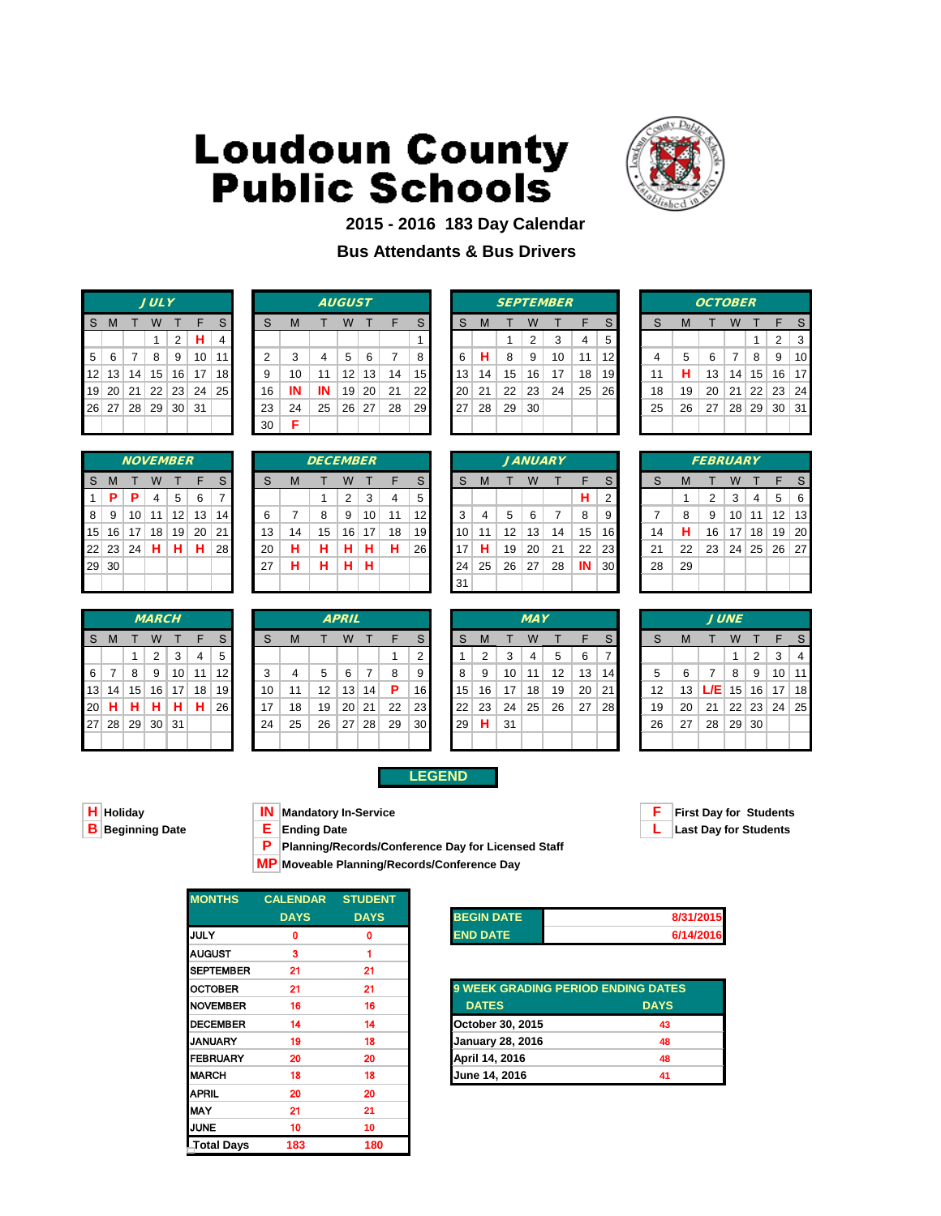# Loudoun County Public Schools

## 2015 - 2016 183 Day Calendar

## Bus Attendants & Bus Drivers

**JULY**

| S | M | T | W | T | F | S |
|---|---|---|---|---|---|---|
| | | | 1 | 2 | H | 4 |
| 5 | 6 | 7 | 8 | 9 | 10 | 11 |
| 12 | 13 | 14 | 15 | 16 | 17 | 18 |
| 19 | 20 | 21 | 22 | 23 | 24 | 25 |
| 26 | 27 | 28 | 29 | 30 | 31 | |

**AUGUST**

| S | M | T | W | T | F | S |
|---|---|---|---|---|---|---|
| | | | | | | 1 |
| 2 | 3 | 4 | 5 | 6 | 7 | 8 |
| 9 | 10 | 11 | 12 | 13 | 14 | 15 |
| 16 | IN | IN | 19 | 20 | 21 | 22 |
| 23 | 24 | 25 | 26 | 27 | 28 | 29 |
| 30 | F | | | | | |

**SEPTEMBER**

| S | M | T | W | T | F | S |
|---|---|---|---|---|---|---|
| | | 1 | 2 | 3 | 4 | 5 |
| 6 | H | 8 | 9 | 10 | 11 | 12 |
| 13 | 14 | 15 | 16 | 17 | 18 | 19 |
| 20 | 21 | 22 | 23 | 24 | 25 | 26 |
| 27 | 28 | 29 | 30 | | | |

**OCTOBER**

| S | M | T | W | T | F | S |
|---|---|---|---|---|---|---|
| | | | | 1 | 2 | 3 |
| 4 | 5 | 6 | 7 | 8 | 9 | 10 |
| 11 | H | 13 | 14 | 15 | 16 | 17 |
| 18 | 19 | 20 | 21 | 22 | 23 | 24 |
| 25 | 26 | 27 | 28 | 29 | 30 | 31 |

**NOVEMBER**

| S | M | T | W | T | F | S |
|---|---|---|---|---|---|---|
| 1 | P | P | 4 | 5 | 6 | 7 |
| 8 | 9 | 10 | 11 | 12 | 13 | 14 |
| 15 | 16 | 17 | 18 | 19 | 20 | 21 |
| 22 | 23 | 24 | H | H | H | 28 |
| 29 | 30 | | | | | |

**DECEMBER**

| S | M | T | W | T | F | S |
|---|---|---|---|---|---|---|
| | | 1 | 2 | 3 | 4 | 5 |
| 6 | 7 | 8 | 9 | 10 | 11 | 12 |
| 13 | 14 | 15 | 16 | 17 | 18 | 19 |
| 20 | H | H | H | H | H | 26 |
| 27 | H | H | H | H | | |

**JANUARY**

| S | M | T | W | T | F | S |
|---|---|---|---|---|---|---|
| | | | | | H | 2 |
| 3 | 4 | 5 | 6 | 7 | 8 | 9 |
| 10 | 11 | 12 | 13 | 14 | 15 | 16 |
| 17 | H | 19 | 20 | 21 | 22 | 23 |
| 24 | 25 | 26 | 27 | 28 | IN | 30 |
| 31 | | | | | | |

**FEBRUARY**

| S | M | T | W | T | F | S |
|---|---|---|---|---|---|---|
| | 1 | 2 | 3 | 4 | 5 | 6 |
| 7 | 8 | 9 | 10 | 11 | 12 | 13 |
| 14 | H | 16 | 17 | 18 | 19 | 20 |
| 21 | 22 | 23 | 24 | 25 | 26 | 27 |
| 28 | 29 | | | | | |

**MARCH**

| S | M | T | W | T | F | S |
|---|---|---|---|---|---|---|
| | | 1 | 2 | 3 | 4 | 5 |
| 6 | 7 | 8 | 9 | 10 | 11 | 12 |
| 13 | 14 | 15 | 16 | 17 | 18 | 19 |
| 20 | H | H | H | H | H | 26 |
| 27 | 28 | 29 | 30 | 31 | | |

**APRIL**

| S | M | T | W | T | F | S |
|---|---|---|---|---|---|---|
| | | | | | 1 | 2 |
| 3 | 4 | 5 | 6 | 7 | 8 | 9 |
| 10 | 11 | 12 | 13 | 14 | P | 16 |
| 17 | 18 | 19 | 20 | 21 | 22 | 23 |
| 24 | 25 | 26 | 27 | 28 | 29 | 30 |

**MAY**

| S | M | T | W | T | F | S |
|---|---|---|---|---|---|---|
| 1 | 2 | 3 | 4 | 5 | 6 | 7 |
| 8 | 9 | 10 | 11 | 12 | 13 | 14 |
| 15 | 16 | 17 | 18 | 19 | 20 | 21 |
| 22 | 23 | 24 | 25 | 26 | 27 | 28 |
| 29 | H | 31 | | | | |

**JUNE**

| S | M | T | W | T | F | S |
|---|---|---|---|---|---|---|
| | | | 1 | 2 | 3 | 4 |
| 5 | 6 | 7 | 8 | 9 | 10 | 11 |
| 12 | 13 | L/E | 15 | 16 | 17 | 18 |
| 19 | 20 | 21 | 22 | 23 | 24 | 25 |
| 26 | 27 | 28 | 29 | 30 | | |

## LEGEND

- **H** Holiday
- **B** Beginning Date
- **IN** Mandatory In-Service
- **E** Ending Date
- **P** Planning/Records/Conference Day for Licensed Staff
- **MP** Moveable Planning/Records/Conference Day
- **F** First Day for Students
- **L** Last Day for Students

| MONTHS | CALENDAR DAYS | STUDENT DAYS |
|---|---|---|
| JULY | 0 | 0 |
| AUGUST | 3 | 1 |
| SEPTEMBER | 21 | 21 |
| OCTOBER | 21 | 21 |
| NOVEMBER | 16 | 16 |
| DECEMBER | 14 | 14 |
| JANUARY | 19 | 18 |
| FEBRUARY | 20 | 20 |
| MARCH | 18 | 18 |
| APRIL | 20 | 20 |
| MAY | 21 | 21 |
| JUNE | 10 | 10 |
| Total Days | 183 | 180 |

| | |
|---|---|
| BEGIN DATE | 8/31/2015 |
| END DATE | 6/14/2016 |

| 9 WEEK GRADING PERIOD ENDING DATES | |
|---|---|
| DATES | DAYS |
| October 30, 2015 | 43 |
| January 28, 2016 | 48 |
| April 14, 2016 | 48 |
| June 14, 2016 | 41 |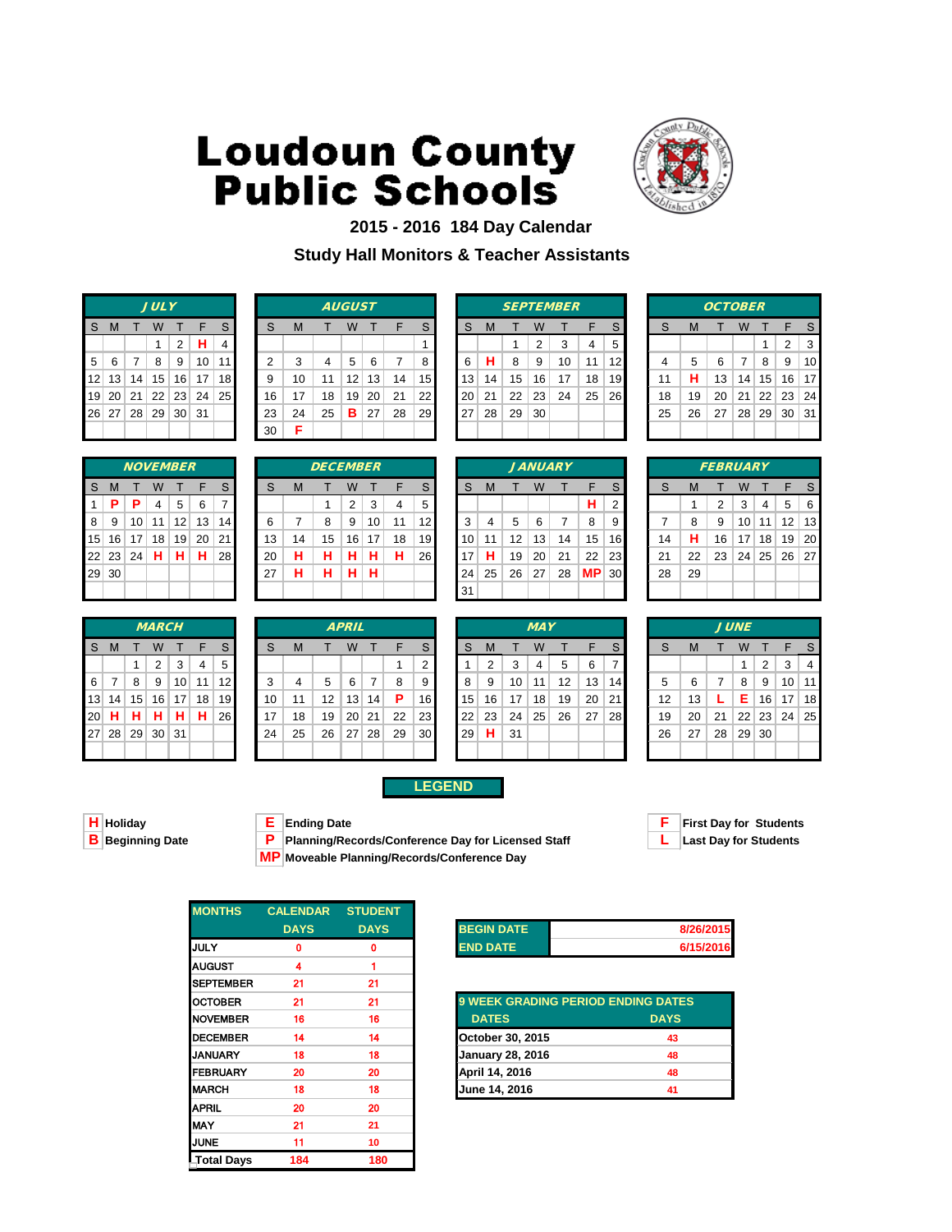# Loudoun County Public Schools

## 2015 - 2016 184 Day Calendar

## Study Hall Monitors & Teacher Assistants

### JULY

| S | M | T | W | T | F | S |
|---|---|---|---|---|---|---|
| | | | 1 | 2 | H | 4 |
| 5 | 6 | 7 | 8 | 9 | 10 | 11 |
| 12 | 13 | 14 | 15 | 16 | 17 | 18 |
| 19 | 20 | 21 | 22 | 23 | 24 | 25 |
| 26 | 27 | 28 | 29 | 30 | 31 | |

### AUGUST

| S | M | T | W | T | F | S |
|---|---|---|---|---|---|---|
| | | | | | | 1 |
| 2 | 3 | 4 | 5 | 6 | 7 | 8 |
| 9 | 10 | 11 | 12 | 13 | 14 | 15 |
| 16 | 17 | 18 | 19 | 20 | 21 | 22 |
| 23 | 24 | 25 | B | 27 | 28 | 29 |
| 30 | F | | | | | |

### SEPTEMBER

| S | M | T | W | T | F | S |
|---|---|---|---|---|---|---|
| | | 1 | 2 | 3 | 4 | 5 |
| 6 | H | 8 | 9 | 10 | 11 | 12 |
| 13 | 14 | 15 | 16 | 17 | 18 | 19 |
| 20 | 21 | 22 | 23 | 24 | 25 | 26 |
| 27 | 28 | 29 | 30 | | | |

### OCTOBER

| S | M | T | W | T | F | S |
|---|---|---|---|---|---|---|
| | | | | 1 | 2 | 3 |
| 4 | 5 | 6 | 7 | 8 | 9 | 10 |
| 11 | H | 13 | 14 | 15 | 16 | 17 |
| 18 | 19 | 20 | 21 | 22 | 23 | 24 |
| 25 | 26 | 27 | 28 | 29 | 30 | 31 |

### NOVEMBER

| S | M | T | W | T | F | S |
|---|---|---|---|---|---|---|
| 1 | P | P | 4 | 5 | 6 | 7 |
| 8 | 9 | 10 | 11 | 12 | 13 | 14 |
| 15 | 16 | 17 | 18 | 19 | 20 | 21 |
| 22 | 23 | 24 | H | H | H | 28 |
| 29 | 30 | | | | | |

### DECEMBER

| S | M | T | W | T | F | S |
|---|---|---|---|---|---|---|
| | | 1 | 2 | 3 | 4 | 5 |
| 6 | 7 | 8 | 9 | 10 | 11 | 12 |
| 13 | 14 | 15 | 16 | 17 | 18 | 19 |
| 20 | H | H | H | H | H | 26 |
| 27 | H | H | H | H | | |

### JANUARY

| S | M | T | W | T | F | S |
|---|---|---|---|---|---|---|
| | | | | | H | 2 |
| 3 | 4 | 5 | 6 | 7 | 8 | 9 |
| 10 | 11 | 12 | 13 | 14 | 15 | 16 |
| 17 | H | 19 | 20 | 21 | 22 | 23 |
| 24 | 25 | 26 | 27 | 28 | MP | 30 |
| 31 | | | | | | |

### FEBRUARY

| S | M | T | W | T | F | S |
|---|---|---|---|---|---|---|
| | 1 | 2 | 3 | 4 | 5 | 6 |
| 7 | 8 | 9 | 10 | 11 | 12 | 13 |
| 14 | H | 16 | 17 | 18 | 19 | 20 |
| 21 | 22 | 23 | 24 | 25 | 26 | 27 |
| 28 | 29 | | | | | |

### MARCH

| S | M | T | W | T | F | S |
|---|---|---|---|---|---|---|
| | | 1 | 2 | 3 | 4 | 5 |
| 6 | 7 | 8 | 9 | 10 | 11 | 12 |
| 13 | 14 | 15 | 16 | 17 | 18 | 19 |
| 20 | H | H | H | H | H | 26 |
| 27 | 28 | 29 | 30 | 31 | | |

### APRIL

| S | M | T | W | T | F | S |
|---|---|---|---|---|---|---|
| | | | | | 1 | 2 |
| 3 | 4 | 5 | 6 | 7 | 8 | 9 |
| 10 | 11 | 12 | 13 | 14 | P | 16 |
| 17 | 18 | 19 | 20 | 21 | 22 | 23 |
| 24 | 25 | 26 | 27 | 28 | 29 | 30 |

### MAY

| S | M | T | W | T | F | S |
|---|---|---|---|---|---|---|
| 1 | 2 | 3 | 4 | 5 | 6 | 7 |
| 8 | 9 | 10 | 11 | 12 | 13 | 14 |
| 15 | 16 | 17 | 18 | 19 | 20 | 21 |
| 22 | 23 | 24 | 25 | 26 | 27 | 28 |
| 29 | H | 31 | | | | |

### JUNE

| S | M | T | W | T | F | S |
|---|---|---|---|---|---|---|
| | | | 1 | 2 | 3 | 4 |
| 5 | 6 | 7 | 8 | 9 | 10 | 11 |
| 12 | 13 | L | E | 16 | 17 | 18 |
| 19 | 20 | 21 | 22 | 23 | 24 | 25 |
| 26 | 27 | 28 | 29 | 30 | | |

## LEGEND

- **H** Holiday
- **B** Beginning Date
- **E** Ending Date
- **P** Planning/Records/Conference Day for Licensed Staff
- **MP** Moveable Planning/Records/Conference Day
- **F** First Day for Students
- **L** Last Day for Students

| MONTHS | CALENDAR DAYS | STUDENT DAYS |
|---|---|---|
| JULY | 0 | 0 |
| AUGUST | 4 | 1 |
| SEPTEMBER | 21 | 21 |
| OCTOBER | 21 | 21 |
| NOVEMBER | 16 | 16 |
| DECEMBER | 14 | 14 |
| JANUARY | 18 | 18 |
| FEBRUARY | 20 | 20 |
| MARCH | 18 | 18 |
| APRIL | 20 | 20 |
| MAY | 21 | 21 |
| JUNE | 11 | 10 |
| Total Days | 184 | 180 |

| | |
|---|---|
| BEGIN DATE | 8/26/2015 |
| END DATE | 6/15/2016 |

| 9 WEEK GRADING PERIOD ENDING DATES | |
|---|---|
| DATES | DAYS |
| October 30, 2015 | 43 |
| January 28, 2016 | 48 |
| April 14, 2016 | 48 |
| June 14, 2016 | 41 |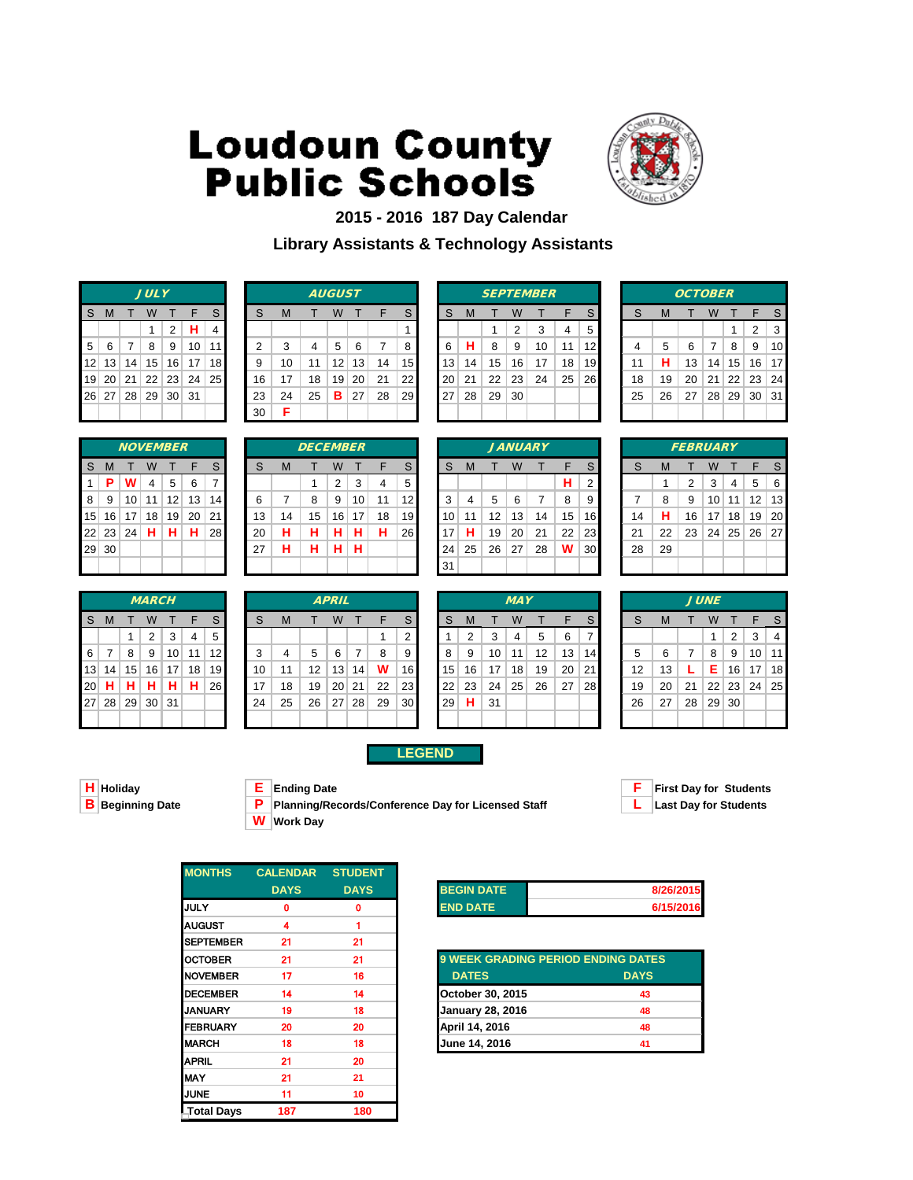# Loudoun County Public Schools

## 2015 - 2016 187 Day Calendar

## Library Assistants & Technology Assistants

### JULY

| S | M | T | W | T | F | S |
|---|---|---|---|---|---|---|
| | | | 1 | 2 | H | 4 |
| 5 | 6 | 7 | 8 | 9 | 10 | 11 |
| 12 | 13 | 14 | 15 | 16 | 17 | 18 |
| 19 | 20 | 21 | 22 | 23 | 24 | 25 |
| 26 | 27 | 28 | 29 | 30 | 31 | |

### AUGUST

| S | M | T | W | T | F | S |
|---|---|---|---|---|---|---|
| | | | | | | 1 |
| 2 | 3 | 4 | 5 | 6 | 7 | 8 |
| 9 | 10 | 11 | 12 | 13 | 14 | 15 |
| 16 | 17 | 18 | 19 | 20 | 21 | 22 |
| 23 | 24 | 25 | B | 27 | 28 | 29 |
| 30 | F | | | | | |

### SEPTEMBER

| S | M | T | W | T | F | S |
|---|---|---|---|---|---|---|
| | | 1 | 2 | 3 | 4 | 5 |
| 6 | H | 8 | 9 | 10 | 11 | 12 |
| 13 | 14 | 15 | 16 | 17 | 18 | 19 |
| 20 | 21 | 22 | 23 | 24 | 25 | 26 |
| 27 | 28 | 29 | 30 | | | |

### OCTOBER

| S | M | T | W | T | F | S |
|---|---|---|---|---|---|---|
| | | | | 1 | 2 | 3 |
| 4 | 5 | 6 | 7 | 8 | 9 | 10 |
| 11 | H | 13 | 14 | 15 | 16 | 17 |
| 18 | 19 | 20 | 21 | 22 | 23 | 24 |
| 25 | 26 | 27 | 28 | 29 | 30 | 31 |

### NOVEMBER

| S | M | T | W | T | F | S |
|---|---|---|---|---|---|---|
| 1 | P | W | 4 | 5 | 6 | 7 |
| 8 | 9 | 10 | 11 | 12 | 13 | 14 |
| 15 | 16 | 17 | 18 | 19 | 20 | 21 |
| 22 | 23 | 24 | H | H | H | 28 |
| 29 | 30 | | | | | |

### DECEMBER

| S | M | T | W | T | F | S |
|---|---|---|---|---|---|---|
| | | 1 | 2 | 3 | 4 | 5 |
| 6 | 7 | 8 | 9 | 10 | 11 | 12 |
| 13 | 14 | 15 | 16 | 17 | 18 | 19 |
| 20 | H | H | H | H | H | 26 |
| 27 | H | H | H | H | | |

### JANUARY

| S | M | T | W | T | F | S |
|---|---|---|---|---|---|---|
| | | | | | H | 2 |
| 3 | 4 | 5 | 6 | 7 | 8 | 9 |
| 10 | 11 | 12 | 13 | 14 | 15 | 16 |
| 17 | H | 19 | 20 | 21 | 22 | 23 |
| 24 | 25 | 26 | 27 | 28 | W | 30 |
| 31 | | | | | | |

### FEBRUARY

| S | M | T | W | T | F | S |
|---|---|---|---|---|---|---|
| | 1 | 2 | 3 | 4 | 5 | 6 |
| 7 | 8 | 9 | 10 | 11 | 12 | 13 |
| 14 | H | 16 | 17 | 18 | 19 | 20 |
| 21 | 22 | 23 | 24 | 25 | 26 | 27 |
| 28 | 29 | | | | | |

### MARCH

| S | M | T | W | T | F | S |
|---|---|---|---|---|---|---|
| | | 1 | 2 | 3 | 4 | 5 |
| 6 | 7 | 8 | 9 | 10 | 11 | 12 |
| 13 | 14 | 15 | 16 | 17 | 18 | 19 |
| 20 | H | H | H | H | H | 26 |
| 27 | 28 | 29 | 30 | 31 | | |

### APRIL

| S | M | T | W | T | F | S |
|---|---|---|---|---|---|---|
| | | | | | 1 | 2 |
| 3 | 4 | 5 | 6 | 7 | 8 | 9 |
| 10 | 11 | 12 | 13 | 14 | W | 16 |
| 17 | 18 | 19 | 20 | 21 | 22 | 23 |
| 24 | 25 | 26 | 27 | 28 | 29 | 30 |

### MAY

| S | M | T | W | T | F | S |
|---|---|---|---|---|---|---|
| 1 | 2 | 3 | 4 | 5 | 6 | 7 |
| 8 | 9 | 10 | 11 | 12 | 13 | 14 |
| 15 | 16 | 17 | 18 | 19 | 20 | 21 |
| 22 | 23 | 24 | 25 | 26 | 27 | 28 |
| 29 | H | 31 | | | | |

### JUNE

| S | M | T | W | T | F | S |
|---|---|---|---|---|---|---|
| | | | 1 | 2 | 3 | 4 |
| 5 | 6 | 7 | 8 | 9 | 10 | 11 |
| 12 | 13 | L | E | 16 | 17 | 18 |
| 19 | 20 | 21 | 22 | 23 | 24 | 25 |
| 26 | 27 | 28 | 29 | 30 | | |

## LEGEND

- **H** Holiday
- **B** Beginning Date
- **E** Ending Date
- **P** Planning/Records/Conference Day for Licensed Staff
- **W** Work Day
- **F** First Day for Students
- **L** Last Day for Students

| MONTHS | CALENDAR DAYS | STUDENT DAYS |
|---|---|---|
| JULY | 0 | 0 |
| AUGUST | 4 | 1 |
| SEPTEMBER | 21 | 21 |
| OCTOBER | 21 | 21 |
| NOVEMBER | 17 | 16 |
| DECEMBER | 14 | 14 |
| JANUARY | 19 | 18 |
| FEBRUARY | 20 | 20 |
| MARCH | 18 | 18 |
| APRIL | 21 | 20 |
| MAY | 21 | 21 |
| JUNE | 11 | 10 |
| Total Days | 187 | 180 |

| BEGIN DATE | 8/26/2015 |
|---|---|
| END DATE | 6/15/2016 |

| 9 WEEK GRADING PERIOD ENDING DATES | |
|---|---|
| DATES | DAYS |
| October 30, 2015 | 43 |
| January 28, 2016 | 48 |
| April 14, 2016 | 48 |
| June 14, 2016 | 41 |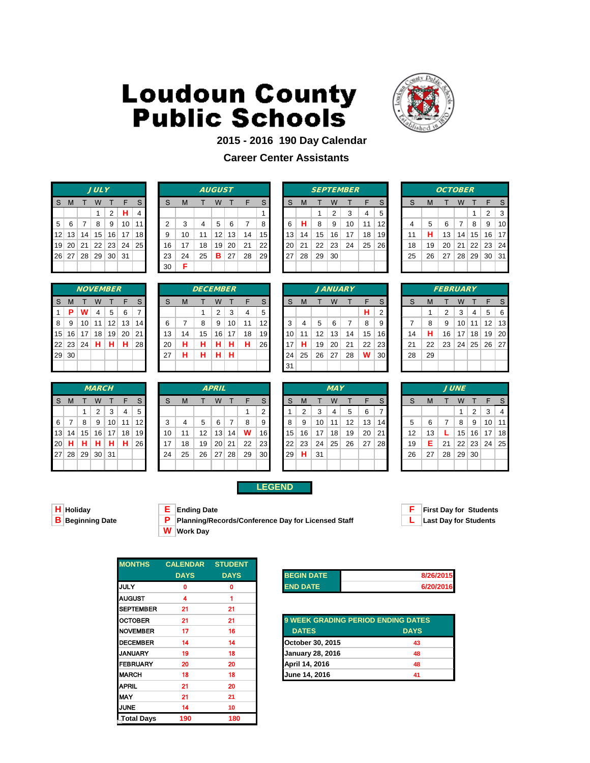# Loudoun County Public Schools

**2015 - 2016 190 Day Calendar**

**Career Center Assistants**

### JULY

| S | M | T | W | T | F | S |
|---|---|---|---|---|---|---|
| | | | 1 | 2 | H | 4 |
| 5 | 6 | 7 | 8 | 9 | 10 | 11 |
| 12 | 13 | 14 | 15 | 16 | 17 | 18 |
| 19 | 20 | 21 | 22 | 23 | 24 | 25 |
| 26 | 27 | 28 | 29 | 30 | 31 | |

### AUGUST

| S | M | T | W | T | F | S |
|---|---|---|---|---|---|---|
| | | | | | | 1 |
| 2 | 3 | 4 | 5 | 6 | 7 | 8 |
| 9 | 10 | 11 | 12 | 13 | 14 | 15 |
| 16 | 17 | 18 | 19 | 20 | 21 | 22 |
| 23 | 24 | 25 | B | 27 | 28 | 29 |
| 30 | F | | | | | |

### SEPTEMBER

| S | M | T | W | T | F | S |
|---|---|---|---|---|---|---|
| | | 1 | 2 | 3 | 4 | 5 |
| 6 | H | 8 | 9 | 10 | 11 | 12 |
| 13 | 14 | 15 | 16 | 17 | 18 | 19 |
| 20 | 21 | 22 | 23 | 24 | 25 | 26 |
| 27 | 28 | 29 | 30 | | | |

### OCTOBER

| S | M | T | W | T | F | S |
|---|---|---|---|---|---|---|
| | | | | 1 | 2 | 3 |
| 4 | 5 | 6 | 7 | 8 | 9 | 10 |
| 11 | H | 13 | 14 | 15 | 16 | 17 |
| 18 | 19 | 20 | 21 | 22 | 23 | 24 |
| 25 | 26 | 27 | 28 | 29 | 30 | 31 |

### NOVEMBER

| S | M | T | W | T | F | S |
|---|---|---|---|---|---|---|
| 1 | P | W | 4 | 5 | 6 | 7 |
| 8 | 9 | 10 | 11 | 12 | 13 | 14 |
| 15 | 16 | 17 | 18 | 19 | 20 | 21 |
| 22 | 23 | 24 | H | H | H | 28 |
| 29 | 30 | | | | | |

### DECEMBER

| S | M | T | W | T | F | S |
|---|---|---|---|---|---|---|
| | | 1 | 2 | 3 | 4 | 5 |
| 6 | 7 | 8 | 9 | 10 | 11 | 12 |
| 13 | 14 | 15 | 16 | 17 | 18 | 19 |
| 20 | H | H | H | H | H | 26 |
| 27 | H | H | H | H | | |

### JANUARY

| S | M | T | W | T | F | S |
|---|---|---|---|---|---|---|
| | | | | | H | 2 |
| 3 | 4 | 5 | 6 | 7 | 8 | 9 |
| 10 | 11 | 12 | 13 | 14 | 15 | 16 |
| 17 | H | 19 | 20 | 21 | 22 | 23 |
| 24 | 25 | 26 | 27 | 28 | W | 30 |
| 31 | | | | | | |

### FEBRUARY

| S | M | T | W | T | F | S |
|---|---|---|---|---|---|---|
| | 1 | 2 | 3 | 4 | 5 | 6 |
| 7 | 8 | 9 | 10 | 11 | 12 | 13 |
| 14 | H | 16 | 17 | 18 | 19 | 20 |
| 21 | 22 | 23 | 24 | 25 | 26 | 27 |
| 28 | 29 | | | | | |

### MARCH

| S | M | T | W | T | F | S |
|---|---|---|---|---|---|---|
| | | 1 | 2 | 3 | 4 | 5 |
| 6 | 7 | 8 | 9 | 10 | 11 | 12 |
| 13 | 14 | 15 | 16 | 17 | 18 | 19 |
| 20 | H | H | H | H | H | 26 |
| 27 | 28 | 29 | 30 | 31 | | |

### APRIL

| S | M | T | W | T | F | S |
|---|---|---|---|---|---|---|
| | | | | | 1 | 2 |
| 3 | 4 | 5 | 6 | 7 | 8 | 9 |
| 10 | 11 | 12 | 13 | 14 | W | 16 |
| 17 | 18 | 19 | 20 | 21 | 22 | 23 |
| 24 | 25 | 26 | 27 | 28 | 29 | 30 |

### MAY

| S | M | T | W | T | F | S |
|---|---|---|---|---|---|---|
| 1 | 2 | 3 | 4 | 5 | 6 | 7 |
| 8 | 9 | 10 | 11 | 12 | 13 | 14 |
| 15 | 16 | 17 | 18 | 19 | 20 | 21 |
| 22 | 23 | 24 | 25 | 26 | 27 | 28 |
| 29 | H | 31 | | | | |

### JUNE

| S | M | T | W | T | F | S |
|---|---|---|---|---|---|---|
| | | | 1 | 2 | 3 | 4 |
| 5 | 6 | 7 | 8 | 9 | 10 | 11 |
| 12 | 13 | L | 15 | 16 | 17 | 18 |
| 19 | E | 21 | 22 | 23 | 24 | 25 |
| 26 | 27 | 28 | 29 | 30 | | |

## LEGEND

- **H** Holiday
- **B** Beginning Date
- **E** Ending Date
- **P** Planning/Records/Conference Day for Licensed Staff
- **W** Work Day
- **F** First Day for Students
- **L** Last Day for Students

| MONTHS | CALENDAR DAYS | STUDENT DAYS |
|---|---|---|
| JULY | 0 | 0 |
| AUGUST | 4 | 1 |
| SEPTEMBER | 21 | 21 |
| OCTOBER | 21 | 21 |
| NOVEMBER | 17 | 16 |
| DECEMBER | 14 | 14 |
| JANUARY | 19 | 18 |
| FEBRUARY | 20 | 20 |
| MARCH | 18 | 18 |
| APRIL | 21 | 20 |
| MAY | 21 | 21 |
| JUNE | 14 | 10 |
| Total Days | 190 | 180 |

| | |
|---|---|
| BEGIN DATE | 8/26/2015 |
| END DATE | 6/20/2016 |

| 9 WEEK GRADING PERIOD ENDING DATES | |
|---|---|
| DATES | DAYS |
| October 30, 2015 | 43 |
| January 28, 2016 | 48 |
| April 14, 2016 | 48 |
| June 14, 2016 | 41 |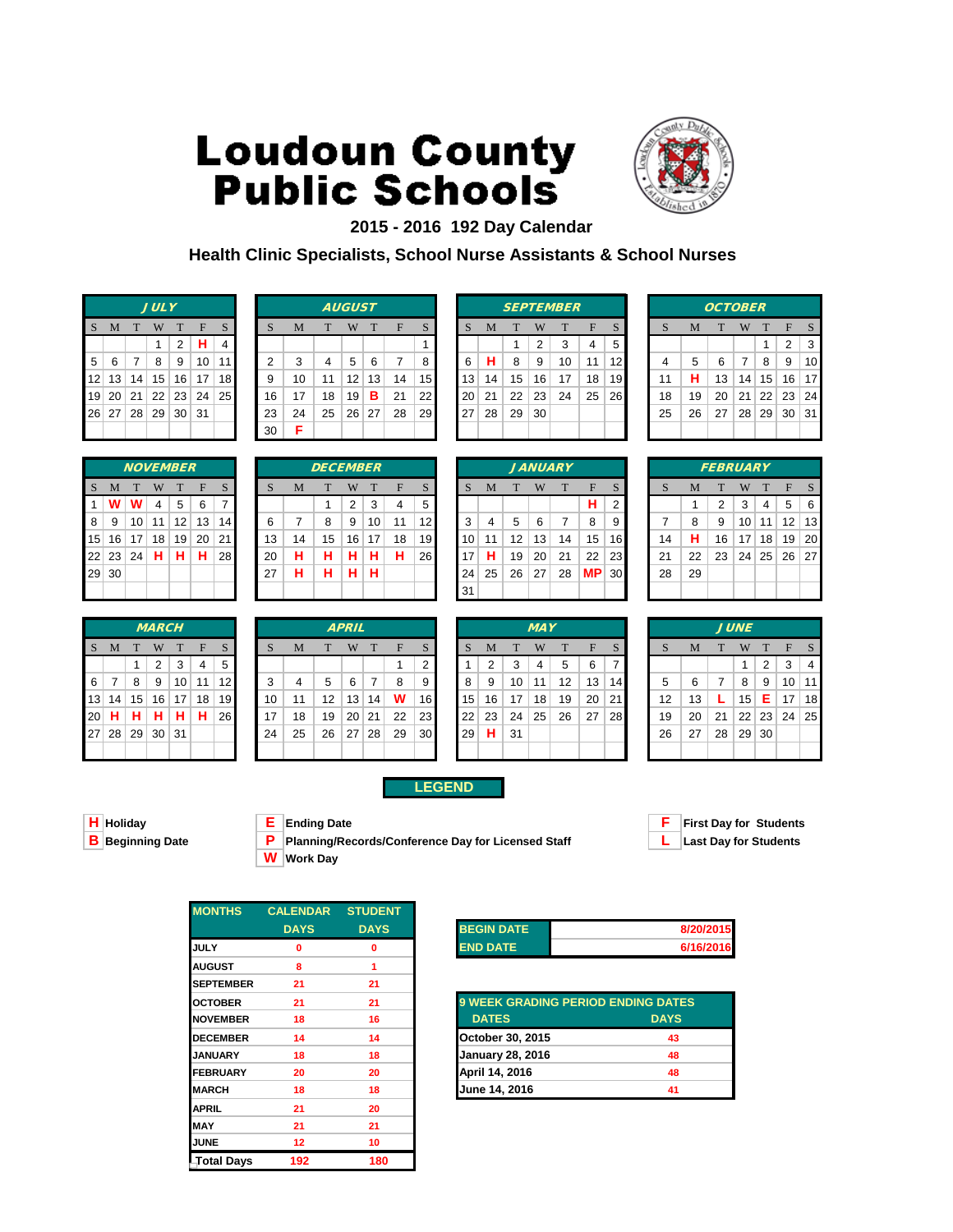# Loudoun County Public Schools

## 2015 - 2016 192 Day Calendar

## Health Clinic Specialists, School Nurse Assistants & School Nurses

### JULY

| S | M | T | W | T | F | S |
|---|---|---|---|---|---|---|
| | | | 1 | 2 | H | 4 |
| 5 | 6 | 7 | 8 | 9 | 10 | 11 |
| 12 | 13 | 14 | 15 | 16 | 17 | 18 |
| 19 | 20 | 21 | 22 | 23 | 24 | 25 |
| 26 | 27 | 28 | 29 | 30 | 31 | |

### AUGUST

| S | M | T | W | T | F | S |
|---|---|---|---|---|---|---|
| | | | | | | 1 |
| 2 | 3 | 4 | 5 | 6 | 7 | 8 |
| 9 | 10 | 11 | 12 | 13 | 14 | 15 |
| 16 | 17 | 18 | 19 | B | 21 | 22 |
| 23 | 24 | 25 | 26 | 27 | 28 | 29 |
| 30 | F | | | | | |

### SEPTEMBER

| S | M | T | W | T | F | S |
|---|---|---|---|---|---|---|
| | | 1 | 2 | 3 | 4 | 5 |
| 6 | H | 8 | 9 | 10 | 11 | 12 |
| 13 | 14 | 15 | 16 | 17 | 18 | 19 |
| 20 | 21 | 22 | 23 | 24 | 25 | 26 |
| 27 | 28 | 29 | 30 | | | |

### OCTOBER

| S | M | T | W | T | F | S |
|---|---|---|---|---|---|---|
| | | | | 1 | 2 | 3 |
| 4 | 5 | 6 | 7 | 8 | 9 | 10 |
| 11 | H | 13 | 14 | 15 | 16 | 17 |
| 18 | 19 | 20 | 21 | 22 | 23 | 24 |
| 25 | 26 | 27 | 28 | 29 | 30 | 31 |

### NOVEMBER

| S | M | T | W | T | F | S |
|---|---|---|---|---|---|---|
| 1 | W | W | 4 | 5 | 6 | 7 |
| 8 | 9 | 10 | 11 | 12 | 13 | 14 |
| 15 | 16 | 17 | 18 | 19 | 20 | 21 |
| 22 | 23 | 24 | H | H | H | 28 |
| 29 | 30 | | | | | |

### DECEMBER

| S | M | T | W | T | F | S |
|---|---|---|---|---|---|---|
| | | 1 | 2 | 3 | 4 | 5 |
| 6 | 7 | 8 | 9 | 10 | 11 | 12 |
| 13 | 14 | 15 | 16 | 17 | 18 | 19 |
| 20 | H | H | H | H | H | 26 |
| 27 | H | H | H | H | | |

### JANUARY

| S | M | T | W | T | F | S |
|---|---|---|---|---|---|---|
| | | | | | H | 2 |
| 3 | 4 | 5 | 6 | 7 | 8 | 9 |
| 10 | 11 | 12 | 13 | 14 | 15 | 16 |
| 17 | H | 19 | 20 | 21 | 22 | 23 |
| 24 | 25 | 26 | 27 | 28 | MP | 30 |
| 31 | | | | | | |

### FEBRUARY

| S | M | T | W | T | F | S |
|---|---|---|---|---|---|---|
| | 1 | 2 | 3 | 4 | 5 | 6 |
| 7 | 8 | 9 | 10 | 11 | 12 | 13 |
| 14 | H | 16 | 17 | 18 | 19 | 20 |
| 21 | 22 | 23 | 24 | 25 | 26 | 27 |
| 28 | 29 | | | | | |

### MARCH

| S | M | T | W | T | F | S |
|---|---|---|---|---|---|---|
| | | 1 | 2 | 3 | 4 | 5 |
| 6 | 7 | 8 | 9 | 10 | 11 | 12 |
| 13 | 14 | 15 | 16 | 17 | 18 | 19 |
| 20 | H | H | H | H | H | 26 |
| 27 | 28 | 29 | 30 | 31 | | |

### APRIL

| S | M | T | W | T | F | S |
|---|---|---|---|---|---|---|
| | | | | | 1 | 2 |
| 3 | 4 | 5 | 6 | 7 | 8 | 9 |
| 10 | 11 | 12 | 13 | 14 | W | 16 |
| 17 | 18 | 19 | 20 | 21 | 22 | 23 |
| 24 | 25 | 26 | 27 | 28 | 29 | 30 |

### MAY

| S | M | T | W | T | F | S |
|---|---|---|---|---|---|---|
| 1 | 2 | 3 | 4 | 5 | 6 | 7 |
| 8 | 9 | 10 | 11 | 12 | 13 | 14 |
| 15 | 16 | 17 | 18 | 19 | 20 | 21 |
| 22 | 23 | 24 | 25 | 26 | 27 | 28 |
| 29 | H | 31 | | | | |

### JUNE

| S | M | T | W | T | F | S |
|---|---|---|---|---|---|---|
| | | | 1 | 2 | 3 | 4 |
| 5 | 6 | 7 | 8 | 9 | 10 | 11 |
| 12 | 13 | L | 15 | E | 17 | 18 |
| 19 | 20 | 21 | 22 | 23 | 24 | 25 |
| 26 | 27 | 28 | 29 | 30 | | |

## LEGEND

- **H** Holiday
- **B** Beginning Date
- **E** Ending Date
- **P** Planning/Records/Conference Day for Licensed Staff
- **W** Work Day
- **F** First Day for Students
- **L** Last Day for Students

| MONTHS | CALENDAR DAYS | STUDENT DAYS |
|---|---|---|
| JULY | 0 | 0 |
| AUGUST | 8 | 1 |
| SEPTEMBER | 21 | 21 |
| OCTOBER | 21 | 21 |
| NOVEMBER | 18 | 16 |
| DECEMBER | 14 | 14 |
| JANUARY | 18 | 18 |
| FEBRUARY | 20 | 20 |
| MARCH | 18 | 18 |
| APRIL | 21 | 20 |
| MAY | 21 | 21 |
| JUNE | 12 | 10 |
| Total Days | 192 | 180 |

| | |
|---|---|
| BEGIN DATE | 8/20/2015 |
| END DATE | 6/16/2016 |

| 9 WEEK GRADING PERIOD ENDING DATES | |
|---|---|
| DATES | DAYS |
| October 30, 2015 | 43 |
| January 28, 2016 | 48 |
| April 14, 2016 | 48 |
| June 14, 2016 | 41 |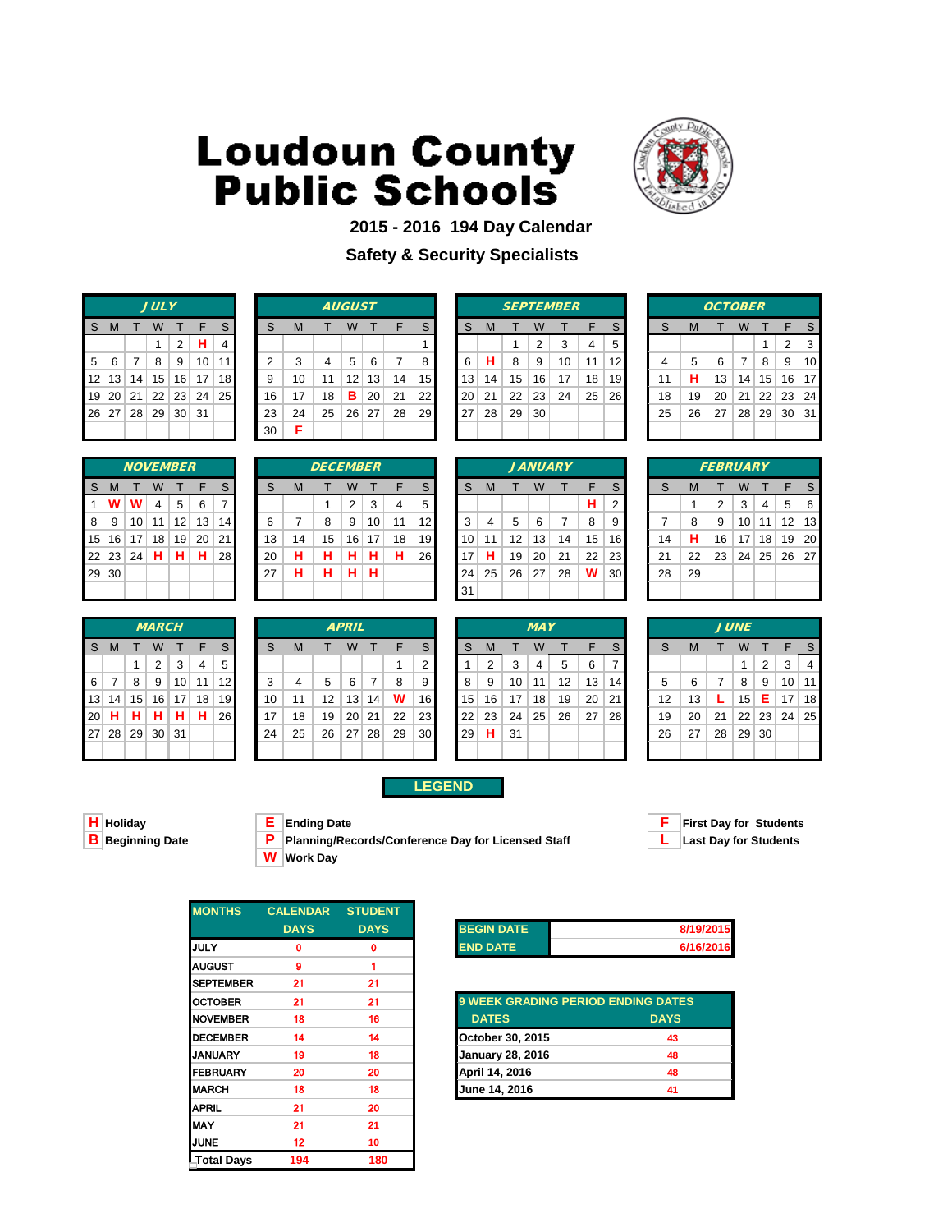# Loudoun County Public Schools

## 2015 - 2016 194 Day Calendar

## Safety & Security Specialists

**JULY**

| S | M | T | W | T | F | S |
|---|---|---|---|---|---|---|
| | | | 1 | 2 | H | 4 |
| 5 | 6 | 7 | 8 | 9 | 10 | 11 |
| 12 | 13 | 14 | 15 | 16 | 17 | 18 |
| 19 | 20 | 21 | 22 | 23 | 24 | 25 |
| 26 | 27 | 28 | 29 | 30 | 31 | |

**AUGUST**

| S | M | T | W | T | F | S |
|---|---|---|---|---|---|---|
| | | | | | | 1 |
| 2 | 3 | 4 | 5 | 6 | 7 | 8 |
| 9 | 10 | 11 | 12 | 13 | 14 | 15 |
| 16 | 17 | 18 | B | 20 | 21 | 22 |
| 23 | 24 | 25 | 26 | 27 | 28 | 29 |
| 30 | F | | | | | |

**SEPTEMBER**

| S | M | T | W | T | F | S |
|---|---|---|---|---|---|---|
| | | 1 | 2 | 3 | 4 | 5 |
| 6 | H | 8 | 9 | 10 | 11 | 12 |
| 13 | 14 | 15 | 16 | 17 | 18 | 19 |
| 20 | 21 | 22 | 23 | 24 | 25 | 26 |
| 27 | 28 | 29 | 30 | | | |

**OCTOBER**

| S | M | T | W | T | F | S |
|---|---|---|---|---|---|---|
| | | | | 1 | 2 | 3 |
| 4 | 5 | 6 | 7 | 8 | 9 | 10 |
| 11 | H | 13 | 14 | 15 | 16 | 17 |
| 18 | 19 | 20 | 21 | 22 | 23 | 24 |
| 25 | 26 | 27 | 28 | 29 | 30 | 31 |

**NOVEMBER**

| S | M | T | W | T | F | S |
|---|---|---|---|---|---|---|
| 1 | W | W | 4 | 5 | 6 | 7 |
| 8 | 9 | 10 | 11 | 12 | 13 | 14 |
| 15 | 16 | 17 | 18 | 19 | 20 | 21 |
| 22 | 23 | 24 | H | H | H | 28 |
| 29 | 30 | | | | | |

**DECEMBER**

| S | M | T | W | T | F | S |
|---|---|---|---|---|---|---|
| | | 1 | 2 | 3 | 4 | 5 |
| 6 | 7 | 8 | 9 | 10 | 11 | 12 |
| 13 | 14 | 15 | 16 | 17 | 18 | 19 |
| 20 | H | H | H | H | H | 26 |
| 27 | H | H | H | H | | |

**JANUARY**

| S | M | T | W | T | F | S |
|---|---|---|---|---|---|---|
| | | | | | H | 2 |
| 3 | 4 | 5 | 6 | 7 | 8 | 9 |
| 10 | 11 | 12 | 13 | 14 | 15 | 16 |
| 17 | H | 19 | 20 | 21 | 22 | 23 |
| 24 | 25 | 26 | 27 | 28 | W | 30 |
| 31 | | | | | | |

**FEBRUARY**

| S | M | T | W | T | F | S |
|---|---|---|---|---|---|---|
| | 1 | 2 | 3 | 4 | 5 | 6 |
| 7 | 8 | 9 | 10 | 11 | 12 | 13 |
| 14 | H | 16 | 17 | 18 | 19 | 20 |
| 21 | 22 | 23 | 24 | 25 | 26 | 27 |
| 28 | 29 | | | | | |

**MARCH**

| S | M | T | W | T | F | S |
|---|---|---|---|---|---|---|
| | | 1 | 2 | 3 | 4 | 5 |
| 6 | 7 | 8 | 9 | 10 | 11 | 12 |
| 13 | 14 | 15 | 16 | 17 | 18 | 19 |
| 20 | H | H | H | H | H | 26 |
| 27 | 28 | 29 | 30 | 31 | | |

**APRIL**

| S | M | T | W | T | F | S |
|---|---|---|---|---|---|---|
| | | | | | 1 | 2 |
| 3 | 4 | 5 | 6 | 7 | 8 | 9 |
| 10 | 11 | 12 | 13 | 14 | W | 16 |
| 17 | 18 | 19 | 20 | 21 | 22 | 23 |
| 24 | 25 | 26 | 27 | 28 | 29 | 30 |

**MAY**

| S | M | T | W | T | F | S |
|---|---|---|---|---|---|---|
| 1 | 2 | 3 | 4 | 5 | 6 | 7 |
| 8 | 9 | 10 | 11 | 12 | 13 | 14 |
| 15 | 16 | 17 | 18 | 19 | 20 | 21 |
| 22 | 23 | 24 | 25 | 26 | 27 | 28 |
| 29 | H | 31 | | | | |

**JUNE**

| S | M | T | W | T | F | S |
|---|---|---|---|---|---|---|
| | | | 1 | 2 | 3 | 4 |
| 5 | 6 | 7 | 8 | 9 | 10 | 11 |
| 12 | 13 | L | 15 | E | 17 | 18 |
| 19 | 20 | 21 | 22 | 23 | 24 | 25 |
| 26 | 27 | 28 | 29 | 30 | | |

**LEGEND**

- **H** Holiday
- **B** Beginning Date
- **E** Ending Date
- **P** Planning/Records/Conference Day for Licensed Staff
- **W** Work Day
- **F** First Day for Students
- **L** Last Day for Students

| MONTHS | CALENDAR DAYS | STUDENT DAYS |
|---|---|---|
| JULY | 0 | 0 |
| AUGUST | 9 | 1 |
| SEPTEMBER | 21 | 21 |
| OCTOBER | 21 | 21 |
| NOVEMBER | 18 | 16 |
| DECEMBER | 14 | 14 |
| JANUARY | 19 | 18 |
| FEBRUARY | 20 | 20 |
| MARCH | 18 | 18 |
| APRIL | 21 | 20 |
| MAY | 21 | 21 |
| JUNE | 12 | 10 |
| Total Days | 194 | 180 |

| | |
|---|---|
| BEGIN DATE | 8/19/2015 |
| END DATE | 6/16/2016 |

| 9 WEEK GRADING PERIOD ENDING DATES | |
|---|---|
| DATES | DAYS |
| October 30, 2015 | 43 |
| January 28, 2016 | 48 |
| April 14, 2016 | 48 |
| June 14, 2016 | 41 |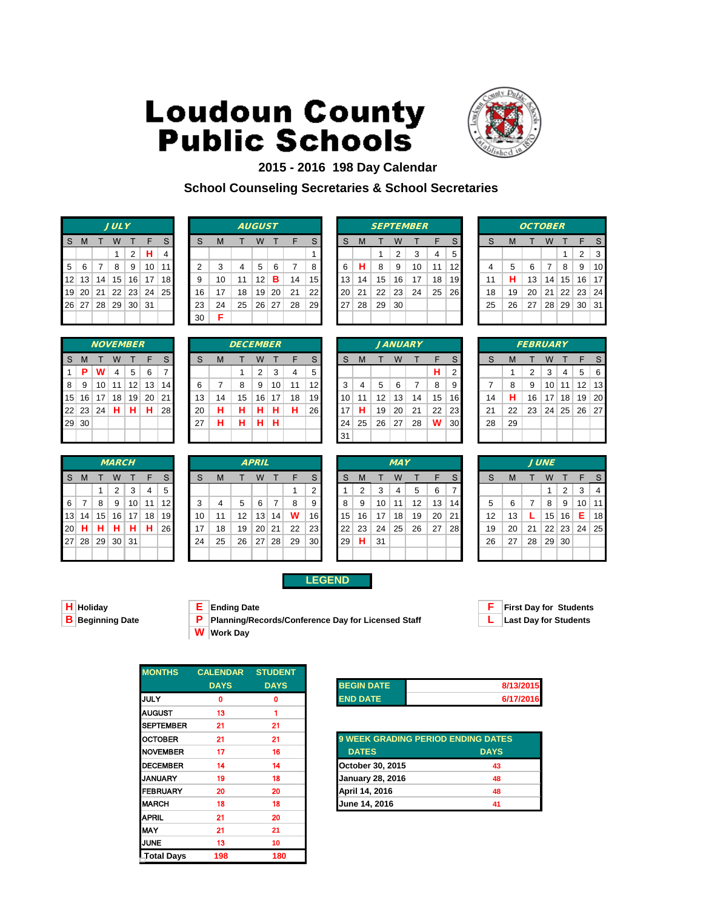# Loudoun County Public Schools

## 2015 - 2016 198 Day Calendar

## School Counseling Secretaries & School Secretaries

### JULY

| S | M | T | W | T | F | S |
|---|---|---|---|---|---|---|
| | | | 1 | 2 | H | 4 |
| 5 | 6 | 7 | 8 | 9 | 10 | 11 |
| 12 | 13 | 14 | 15 | 16 | 17 | 18 |
| 19 | 20 | 21 | 22 | 23 | 24 | 25 |
| 26 | 27 | 28 | 29 | 30 | 31 | |

### AUGUST

| S | M | T | W | T | F | S |
|---|---|---|---|---|---|---|
| | | | | | | 1 |
| 2 | 3 | 4 | 5 | 6 | 7 | 8 |
| 9 | 10 | 11 | 12 | B | 14 | 15 |
| 16 | 17 | 18 | 19 | 20 | 21 | 22 |
| 23 | 24 | 25 | 26 | 27 | 28 | 29 |
| 30 | F | | | | | |

### SEPTEMBER

| S | M | T | W | T | F | S |
|---|---|---|---|---|---|---|
| | | 1 | 2 | 3 | 4 | 5 |
| 6 | H | 8 | 9 | 10 | 11 | 12 |
| 13 | 14 | 15 | 16 | 17 | 18 | 19 |
| 20 | 21 | 22 | 23 | 24 | 25 | 26 |
| 27 | 28 | 29 | 30 | | | |

### OCTOBER

| S | M | T | W | T | F | S |
|---|---|---|---|---|---|---|
| | | | | 1 | 2 | 3 |
| 4 | 5 | 6 | 7 | 8 | 9 | 10 |
| 11 | H | 13 | 14 | 15 | 16 | 17 |
| 18 | 19 | 20 | 21 | 22 | 23 | 24 |
| 25 | 26 | 27 | 28 | 29 | 30 | 31 |

### NOVEMBER

| S | M | T | W | T | F | S |
|---|---|---|---|---|---|---|
| 1 | P | W | 4 | 5 | 6 | 7 |
| 8 | 9 | 10 | 11 | 12 | 13 | 14 |
| 15 | 16 | 17 | 18 | 19 | 20 | 21 |
| 22 | 23 | 24 | H | H | H | 28 |
| 29 | 30 | | | | | |

### DECEMBER

| S | M | T | W | T | F | S |
|---|---|---|---|---|---|---|
| | | 1 | 2 | 3 | 4 | 5 |
| 6 | 7 | 8 | 9 | 10 | 11 | 12 |
| 13 | 14 | 15 | 16 | 17 | 18 | 19 |
| 20 | H | H | H | H | H | 26 |
| 27 | H | H | H | H | | |

### JANUARY

| S | M | T | W | T | F | S |
|---|---|---|---|---|---|---|
| | | | | | H | 2 |
| 3 | 4 | 5 | 6 | 7 | 8 | 9 |
| 10 | 11 | 12 | 13 | 14 | 15 | 16 |
| 17 | H | 19 | 20 | 21 | 22 | 23 |
| 24 | 25 | 26 | 27 | 28 | W | 30 |
| 31 | | | | | | |

### FEBRUARY

| S | M | T | W | T | F | S |
|---|---|---|---|---|---|---|
| | 1 | 2 | 3 | 4 | 5 | 6 |
| 7 | 8 | 9 | 10 | 11 | 12 | 13 |
| 14 | H | 16 | 17 | 18 | 19 | 20 |
| 21 | 22 | 23 | 24 | 25 | 26 | 27 |
| 28 | 29 | | | | | |

### MARCH

| S | M | T | W | T | F | S |
|---|---|---|---|---|---|---|
| | | 1 | 2 | 3 | 4 | 5 |
| 6 | 7 | 8 | 9 | 10 | 11 | 12 |
| 13 | 14 | 15 | 16 | 17 | 18 | 19 |
| 20 | H | H | H | H | H | 26 |
| 27 | 28 | 29 | 30 | 31 | | |

### APRIL

| S | M | T | W | T | F | S |
|---|---|---|---|---|---|---|
| | | | | | 1 | 2 |
| 3 | 4 | 5 | 6 | 7 | 8 | 9 |
| 10 | 11 | 12 | 13 | 14 | W | 16 |
| 17 | 18 | 19 | 20 | 21 | 22 | 23 |
| 24 | 25 | 26 | 27 | 28 | 29 | 30 |

### MAY

| S | M | T | W | T | F | S |
|---|---|---|---|---|---|---|
| 1 | 2 | 3 | 4 | 5 | 6 | 7 |
| 8 | 9 | 10 | 11 | 12 | 13 | 14 |
| 15 | 16 | 17 | 18 | 19 | 20 | 21 |
| 22 | 23 | 24 | 25 | 26 | 27 | 28 |
| 29 | H | 31 | | | | |

### JUNE

| S | M | T | W | T | F | S |
|---|---|---|---|---|---|---|
| | | | 1 | 2 | 3 | 4 |
| 5 | 6 | 7 | 8 | 9 | 10 | 11 |
| 12 | 13 | L | 15 | 16 | E | 18 |
| 19 | 20 | 21 | 22 | 23 | 24 | 25 |
| 26 | 27 | 28 | 29 | 30 | | |

### LEGEND

- **H** Holiday
- **B** Beginning Date
- **E** Ending Date
- **P** Planning/Records/Conference Day for Licensed Staff
- **W** Work Day
- **F** First Day for Students
- **L** Last Day for Students

| MONTHS | CALENDAR DAYS | STUDENT DAYS |
|---|---|---|
| JULY | 0 | 0 |
| AUGUST | 13 | 1 |
| SEPTEMBER | 21 | 21 |
| OCTOBER | 21 | 21 |
| NOVEMBER | 17 | 16 |
| DECEMBER | 14 | 14 |
| JANUARY | 19 | 18 |
| FEBRUARY | 20 | 20 |
| MARCH | 18 | 18 |
| APRIL | 21 | 20 |
| MAY | 21 | 21 |
| JUNE | 13 | 10 |
| Total Days | 198 | 180 |

| | |
|---|---|
| BEGIN DATE | 8/13/2015 |
| END DATE | 6/17/2016 |

| 9 WEEK GRADING PERIOD ENDING DATES | |
|---|---|
| DATES | DAYS |
| October 30, 2015 | 43 |
| January 28, 2016 | 48 |
| April 14, 2016 | 48 |
| June 14, 2016 | 41 |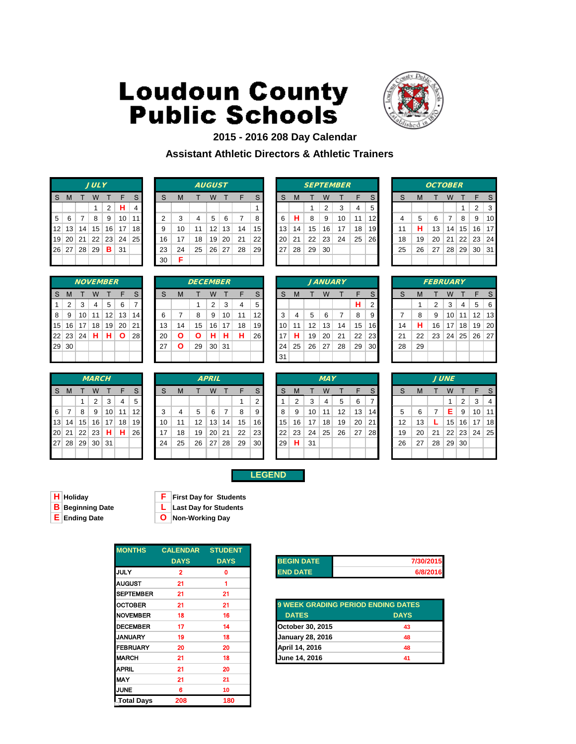# Loudoun County Public Schools

## 2015 - 2016 208 Day Calendar

## Assistant Athletic Directors & Athletic Trainers

### JULY

| S | M | T | W | T | F | S |
|---|---|---|---|---|---|---|
| | | | 1 | 2 | H | 4 |
| 5 | 6 | 7 | 8 | 9 | 10 | 11 |
| 12 | 13 | 14 | 15 | 16 | 17 | 18 |
| 19 | 20 | 21 | 22 | 23 | 24 | 25 |
| 26 | 27 | 28 | 29 | B | 31 | |

### AUGUST

| S | M | T | W | T | F | S |
|---|---|---|---|---|---|---|
| | | | | | | 1 |
| 2 | 3 | 4 | 5 | 6 | 7 | 8 |
| 9 | 10 | 11 | 12 | 13 | 14 | 15 |
| 16 | 17 | 18 | 19 | 20 | 21 | 22 |
| 23 | 24 | 25 | 26 | 27 | 28 | 29 |
| 30 | F | | | | | |

### SEPTEMBER

| S | M | T | W | T | F | S |
|---|---|---|---|---|---|---|
| | | 1 | 2 | 3 | 4 | 5 |
| 6 | H | 8 | 9 | 10 | 11 | 12 |
| 13 | 14 | 15 | 16 | 17 | 18 | 19 |
| 20 | 21 | 22 | 23 | 24 | 25 | 26 |
| 27 | 28 | 29 | 30 | | | |

### OCTOBER

| S | M | T | W | T | F | S |
|---|---|---|---|---|---|---|
| | | | | 1 | 2 | 3 |
| 4 | 5 | 6 | 7 | 8 | 9 | 10 |
| 11 | H | 13 | 14 | 15 | 16 | 17 |
| 18 | 19 | 20 | 21 | 22 | 23 | 24 |
| 25 | 26 | 27 | 28 | 29 | 30 | 31 |

### NOVEMBER

| S | M | T | W | T | F | S |
|---|---|---|---|---|---|---|
| 1 | 2 | 3 | 4 | 5 | 6 | 7 |
| 8 | 9 | 10 | 11 | 12 | 13 | 14 |
| 15 | 16 | 17 | 18 | 19 | 20 | 21 |
| 22 | 23 | 24 | H | H | O | 28 |
| 29 | 30 | | | | | |

### DECEMBER

| S | M | T | W | T | F | S |
|---|---|---|---|---|---|---|
| | | 1 | 2 | 3 | 4 | 5 |
| 6 | 7 | 8 | 9 | 10 | 11 | 12 |
| 13 | 14 | 15 | 16 | 17 | 18 | 19 |
| 20 | O | O | H | H | H | 26 |
| 27 | O | 29 | 30 | 31 | | |

### JANUARY

| S | M | T | W | T | F | S |
|---|---|---|---|---|---|---|
| | | | | | H | 2 |
| 3 | 4 | 5 | 6 | 7 | 8 | 9 |
| 10 | 11 | 12 | 13 | 14 | 15 | 16 |
| 17 | H | 19 | 20 | 21 | 22 | 23 |
| 24 | 25 | 26 | 27 | 28 | 29 | 30 |
| 31 | | | | | | |

### FEBRUARY

| S | M | T | W | T | F | S |
|---|---|---|---|---|---|---|
| | 1 | 2 | 3 | 4 | 5 | 6 |
| 7 | 8 | 9 | 10 | 11 | 12 | 13 |
| 14 | H | 16 | 17 | 18 | 19 | 20 |
| 21 | 22 | 23 | 24 | 25 | 26 | 27 |
| 28 | 29 | | | | | |

### MARCH

| S | M | T | W | T | F | S |
|---|---|---|---|---|---|---|
| | | 1 | 2 | 3 | 4 | 5 |
| 6 | 7 | 8 | 9 | 10 | 11 | 12 |
| 13 | 14 | 15 | 16 | 17 | 18 | 19 |
| 20 | 21 | 22 | 23 | H | H | 26 |
| 27 | 28 | 29 | 30 | 31 | | |

### APRIL

| S | M | T | W | T | F | S |
|---|---|---|---|---|---|---|
| | | | | | 1 | 2 |
| 3 | 4 | 5 | 6 | 7 | 8 | 9 |
| 10 | 11 | 12 | 13 | 14 | 15 | 16 |
| 17 | 18 | 19 | 20 | 21 | 22 | 23 |
| 24 | 25 | 26 | 27 | 28 | 29 | 30 |

### MAY

| S | M | T | W | T | F | S |
|---|---|---|---|---|---|---|
| 1 | 2 | 3 | 4 | 5 | 6 | 7 |
| 8 | 9 | 10 | 11 | 12 | 13 | 14 |
| 15 | 16 | 17 | 18 | 19 | 20 | 21 |
| 22 | 23 | 24 | 25 | 26 | 27 | 28 |
| 29 | H | 31 | | | | |

### JUNE

| S | M | T | W | T | F | S |
|---|---|---|---|---|---|---|
| | | | 1 | 2 | 3 | 4 |
| 5 | 6 | 7 | E | 9 | 10 | 11 |
| 12 | 13 | L | 15 | 16 | 17 | 18 |
| 19 | 20 | 21 | 22 | 23 | 24 | 25 |
| 26 | 27 | 28 | 29 | 30 | | |

## LEGEND

- **H** Holiday
- **B** Beginning Date
- **E** Ending Date
- **F** First Day for Students
- **L** Last Day for Students
- **O** Non-Working Day

| MONTHS | CALENDAR DAYS | STUDENT DAYS |
|---|---|---|
| JULY | 2 | 0 |
| AUGUST | 21 | 1 |
| SEPTEMBER | 21 | 21 |
| OCTOBER | 21 | 21 |
| NOVEMBER | 18 | 16 |
| DECEMBER | 17 | 14 |
| JANUARY | 19 | 18 |
| FEBRUARY | 20 | 20 |
| MARCH | 21 | 18 |
| APRIL | 21 | 20 |
| MAY | 21 | 21 |
| JUNE | 6 | 10 |
| Total Days | 208 | 180 |

| | |
|---|---|
| BEGIN DATE | 7/30/2015 |
| END DATE | 6/8/2016 |

| 9 WEEK GRADING PERIOD ENDING DATES | |
|---|---|
| DATES | DAYS |
| October 30, 2015 | 43 |
| January 28, 2016 | 48 |
| April 14, 2016 | 48 |
| June 14, 2016 | 41 |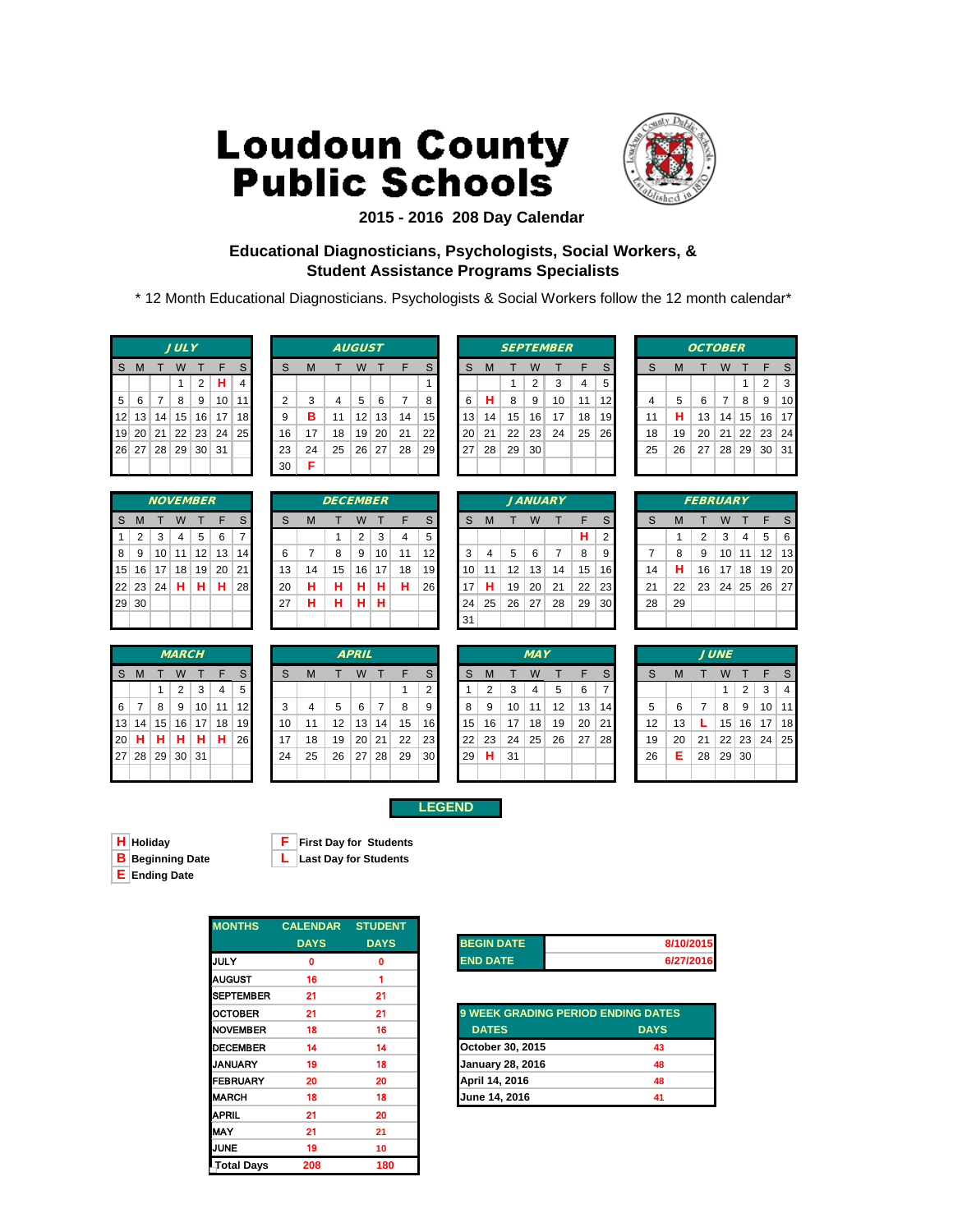# Loudoun County Public Schools

**2015 - 2016 208 Day Calendar**

**Educational Diagnosticians, Psychologists, Social Workers, & Student Assistance Programs Specialists**

\* 12 Month Educational Diagnosticians. Psychologists & Social Workers follow the 12 month calendar\*

**JULY**

| S | M | T | W | T | F | S |
|---|---|---|---|---|---|---|
| | | | 1 | 2 | H | 4 |
| 5 | 6 | 7 | 8 | 9 | 10 | 11 |
| 12 | 13 | 14 | 15 | 16 | 17 | 18 |
| 19 | 20 | 21 | 22 | 23 | 24 | 25 |
| 26 | 27 | 28 | 29 | 30 | 31 | |

**AUGUST**

| S | M | T | W | T | F | S |
|---|---|---|---|---|---|---|
| | | | | | | 1 |
| 2 | 3 | 4 | 5 | 6 | 7 | 8 |
| 9 | B | 11 | 12 | 13 | 14 | 15 |
| 16 | 17 | 18 | 19 | 20 | 21 | 22 |
| 23 | 24 | 25 | 26 | 27 | 28 | 29 |
| 30 | F | | | | | |

**SEPTEMBER**

| S | M | T | W | T | F | S |
|---|---|---|---|---|---|---|
| | | 1 | 2 | 3 | 4 | 5 |
| 6 | H | 8 | 9 | 10 | 11 | 12 |
| 13 | 14 | 15 | 16 | 17 | 18 | 19 |
| 20 | 21 | 22 | 23 | 24 | 25 | 26 |
| 27 | 28 | 29 | 30 | | | |

**OCTOBER**

| S | M | T | W | T | F | S |
|---|---|---|---|---|---|---|
| | | | | 1 | 2 | 3 |
| 4 | 5 | 6 | 7 | 8 | 9 | 10 |
| 11 | H | 13 | 14 | 15 | 16 | 17 |
| 18 | 19 | 20 | 21 | 22 | 23 | 24 |
| 25 | 26 | 27 | 28 | 29 | 30 | 31 |

**NOVEMBER**

| S | M | T | W | T | F | S |
|---|---|---|---|---|---|---|
| 1 | 2 | 3 | 4 | 5 | 6 | 7 |
| 8 | 9 | 10 | 11 | 12 | 13 | 14 |
| 15 | 16 | 17 | 18 | 19 | 20 | 21 |
| 22 | 23 | 24 | H | H | H | 28 |
| 29 | 30 | | | | | |

**DECEMBER**

| S | M | T | W | T | F | S |
|---|---|---|---|---|---|---|
| | | 1 | 2 | 3 | 4 | 5 |
| 6 | 7 | 8 | 9 | 10 | 11 | 12 |
| 13 | 14 | 15 | 16 | 17 | 18 | 19 |
| 20 | H | H | H | H | H | 26 |
| 27 | H | H | H | H | | |

**JANUARY**

| S | M | T | W | T | F | S |
|---|---|---|---|---|---|---|
| | | | | | H | 2 |
| 3 | 4 | 5 | 6 | 7 | 8 | 9 |
| 10 | 11 | 12 | 13 | 14 | 15 | 16 |
| 17 | H | 19 | 20 | 21 | 22 | 23 |
| 24 | 25 | 26 | 27 | 28 | 29 | 30 |
| 31 | | | | | | |

**FEBRUARY**

| S | M | T | W | T | F | S |
|---|---|---|---|---|---|---|
| | 1 | 2 | 3 | 4 | 5 | 6 |
| 7 | 8 | 9 | 10 | 11 | 12 | 13 |
| 14 | H | 16 | 17 | 18 | 19 | 20 |
| 21 | 22 | 23 | 24 | 25 | 26 | 27 |
| 28 | 29 | | | | | |

**MARCH**

| S | M | T | W | T | F | S |
|---|---|---|---|---|---|---|
| | | 1 | 2 | 3 | 4 | 5 |
| 6 | 7 | 8 | 9 | 10 | 11 | 12 |
| 13 | 14 | 15 | 16 | 17 | 18 | 19 |
| 20 | H | H | H | H | H | 26 |
| 27 | 28 | 29 | 30 | 31 | | |

**APRIL**

| S | M | T | W | T | F | S |
|---|---|---|---|---|---|---|
| | | | | | 1 | 2 |
| 3 | 4 | 5 | 6 | 7 | 8 | 9 |
| 10 | 11 | 12 | 13 | 14 | 15 | 16 |
| 17 | 18 | 19 | 20 | 21 | 22 | 23 |
| 24 | 25 | 26 | 27 | 28 | 29 | 30 |

**MAY**

| S | M | T | W | T | F | S |
|---|---|---|---|---|---|---|
| 1 | 2 | 3 | 4 | 5 | 6 | 7 |
| 8 | 9 | 10 | 11 | 12 | 13 | 14 |
| 15 | 16 | 17 | 18 | 19 | 20 | 21 |
| 22 | 23 | 24 | 25 | 26 | 27 | 28 |
| 29 | H | 31 | | | | |

**JUNE**

| S | M | T | W | T | F | S |
|---|---|---|---|---|---|---|
| | | | 1 | 2 | 3 | 4 |
| 5 | 6 | 7 | 8 | 9 | 10 | 11 |
| 12 | 13 | L | 15 | 16 | 17 | 18 |
| 19 | 20 | 21 | 22 | 23 | 24 | 25 |
| 26 | E | 28 | 29 | 30 | | |

**LEGEND**

- **H** Holiday
- **B** Beginning Date
- **E** Ending Date
- **F** First Day for Students
- **L** Last Day for Students

| MONTHS | CALENDAR DAYS | STUDENT DAYS |
|---|---|---|
| JULY | 0 | 0 |
| AUGUST | 16 | 1 |
| SEPTEMBER | 21 | 21 |
| OCTOBER | 21 | 21 |
| NOVEMBER | 18 | 16 |
| DECEMBER | 14 | 14 |
| JANUARY | 19 | 18 |
| FEBRUARY | 20 | 20 |
| MARCH | 18 | 18 |
| APRIL | 21 | 20 |
| MAY | 21 | 21 |
| JUNE | 19 | 10 |
| Total Days | 208 | 180 |

| | |
|---|---|
| BEGIN DATE | 8/10/2015 |
| END DATE | 6/27/2016 |

| 9 WEEK GRADING PERIOD ENDING DATES | |
|---|---|
| DATES | DAYS |
| October 30, 2015 | 43 |
| January 28, 2016 | 48 |
| April 14, 2016 | 48 |
| June 14, 2016 | 41 |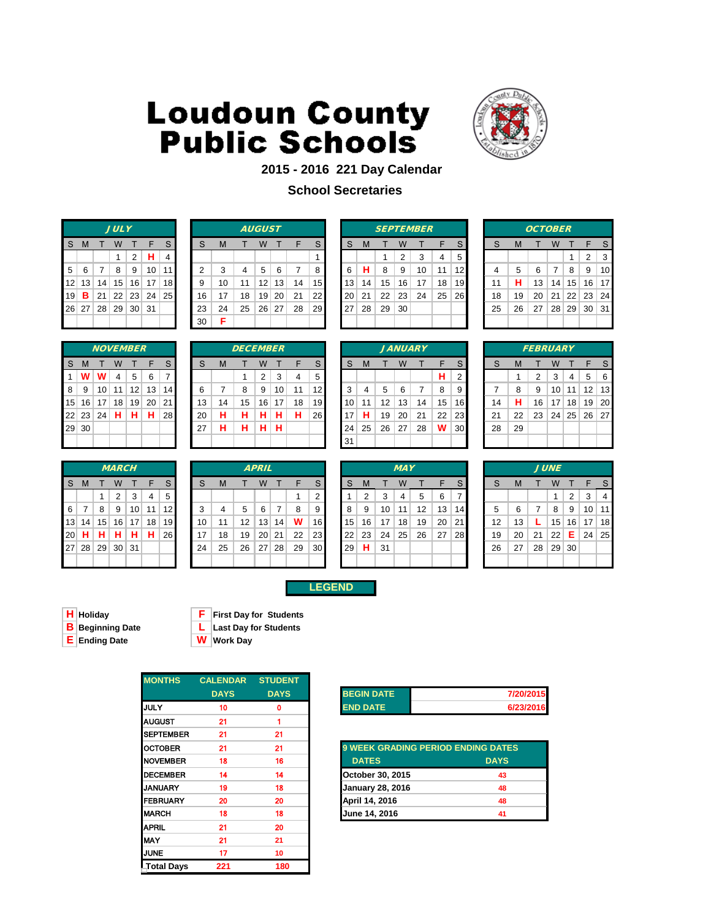# Loudoun County Public Schools

## 2015 - 2016 221 Day Calendar

### School Secretaries

**JULY**

| S | M | T | W | T | F | S |
|---|---|---|---|---|---|---|
| | | | 1 | 2 | H | 4 |
| 5 | 6 | 7 | 8 | 9 | 10 | 11 |
| 12 | 13 | 14 | 15 | 16 | 17 | 18 |
| 19 | B | 21 | 22 | 23 | 24 | 25 |
| 26 | 27 | 28 | 29 | 30 | 31 | |

**AUGUST**

| S | M | T | W | T | F | S |
|---|---|---|---|---|---|---|
| | | | | | | 1 |
| 2 | 3 | 4 | 5 | 6 | 7 | 8 |
| 9 | 10 | 11 | 12 | 13 | 14 | 15 |
| 16 | 17 | 18 | 19 | 20 | 21 | 22 |
| 23 | 24 | 25 | 26 | 27 | 28 | 29 |
| 30 | F | | | | | |

**SEPTEMBER**

| S | M | T | W | T | F | S |
|---|---|---|---|---|---|---|
| | | 1 | 2 | 3 | 4 | 5 |
| 6 | H | 8 | 9 | 10 | 11 | 12 |
| 13 | 14 | 15 | 16 | 17 | 18 | 19 |
| 20 | 21 | 22 | 23 | 24 | 25 | 26 |
| 27 | 28 | 29 | 30 | | | |

**OCTOBER**

| S | M | T | W | T | F | S |
|---|---|---|---|---|---|---|
| | | | | 1 | 2 | 3 |
| 4 | 5 | 6 | 7 | 8 | 9 | 10 |
| 11 | H | 13 | 14 | 15 | 16 | 17 |
| 18 | 19 | 20 | 21 | 22 | 23 | 24 |
| 25 | 26 | 27 | 28 | 29 | 30 | 31 |

**NOVEMBER**

| S | M | T | W | T | F | S |
|---|---|---|---|---|---|---|
| 1 | W | W | 4 | 5 | 6 | 7 |
| 8 | 9 | 10 | 11 | 12 | 13 | 14 |
| 15 | 16 | 17 | 18 | 19 | 20 | 21 |
| 22 | 23 | 24 | H | H | H | 28 |
| 29 | 30 | | | | | |

**DECEMBER**

| S | M | T | W | T | F | S |
|---|---|---|---|---|---|---|
| | | 1 | 2 | 3 | 4 | 5 |
| 6 | 7 | 8 | 9 | 10 | 11 | 12 |
| 13 | 14 | 15 | 16 | 17 | 18 | 19 |
| 20 | H | H | H | H | H | 26 |
| 27 | H | H | H | H | | |

**JANUARY**

| S | M | T | W | T | F | S |
|---|---|---|---|---|---|---|
| | | | | | H | 2 |
| 3 | 4 | 5 | 6 | 7 | 8 | 9 |
| 10 | 11 | 12 | 13 | 14 | 15 | 16 |
| 17 | H | 19 | 20 | 21 | 22 | 23 |
| 24 | 25 | 26 | 27 | 28 | W | 30 |
| 31 | | | | | | |

**FEBRUARY**

| S | M | T | W | T | F | S |
|---|---|---|---|---|---|---|
| | 1 | 2 | 3 | 4 | 5 | 6 |
| 7 | 8 | 9 | 10 | 11 | 12 | 13 |
| 14 | H | 16 | 17 | 18 | 19 | 20 |
| 21 | 22 | 23 | 24 | 25 | 26 | 27 |
| 28 | 29 | | | | | |

**MARCH**

| S | M | T | W | T | F | S |
|---|---|---|---|---|---|---|
| | | 1 | 2 | 3 | 4 | 5 |
| 6 | 7 | 8 | 9 | 10 | 11 | 12 |
| 13 | 14 | 15 | 16 | 17 | 18 | 19 |
| 20 | H | H | H | H | H | 26 |
| 27 | 28 | 29 | 30 | 31 | | |

**APRIL**

| S | M | T | W | T | F | S |
|---|---|---|---|---|---|---|
| | | | | | 1 | 2 |
| 3 | 4 | 5 | 6 | 7 | 8 | 9 |
| 10 | 11 | 12 | 13 | 14 | W | 16 |
| 17 | 18 | 19 | 20 | 21 | 22 | 23 |
| 24 | 25 | 26 | 27 | 28 | 29 | 30 |

**MAY**

| S | M | T | W | T | F | S |
|---|---|---|---|---|---|---|
| 1 | 2 | 3 | 4 | 5 | 6 | 7 |
| 8 | 9 | 10 | 11 | 12 | 13 | 14 |
| 15 | 16 | 17 | 18 | 19 | 20 | 21 |
| 22 | 23 | 24 | 25 | 26 | 27 | 28 |
| 29 | H | 31 | | | | |

**JUNE**

| S | M | T | W | T | F | S |
|---|---|---|---|---|---|---|
| | | | 1 | 2 | 3 | 4 |
| 5 | 6 | 7 | 8 | 9 | 10 | 11 |
| 12 | 13 | L | 15 | 16 | 17 | 18 |
| 19 | 20 | 21 | 22 | E | 24 | 25 |
| 26 | 27 | 28 | 29 | 30 | | |

**LEGEND**

- **H** Holiday
- **B** Beginning Date
- **E** Ending Date
- **F** First Day for Students
- **L** Last Day for Students
- **W** Work Day

| MONTHS | CALENDAR DAYS | STUDENT DAYS |
|---|---|---|
| JULY | 10 | 0 |
| AUGUST | 21 | 1 |
| SEPTEMBER | 21 | 21 |
| OCTOBER | 21 | 21 |
| NOVEMBER | 18 | 16 |
| DECEMBER | 14 | 14 |
| JANUARY | 19 | 18 |
| FEBRUARY | 20 | 20 |
| MARCH | 18 | 18 |
| APRIL | 21 | 20 |
| MAY | 21 | 21 |
| JUNE | 17 | 10 |
| Total Days | 221 | 180 |

| | |
|---|---|
| BEGIN DATE | 7/20/2015 |
| END DATE | 6/23/2016 |

| 9 WEEK GRADING PERIOD ENDING DATES | |
|---|---|
| DATES | DAYS |
| October 30, 2015 | 43 |
| January 28, 2016 | 48 |
| April 14, 2016 | 48 |
| June 14, 2016 | 41 |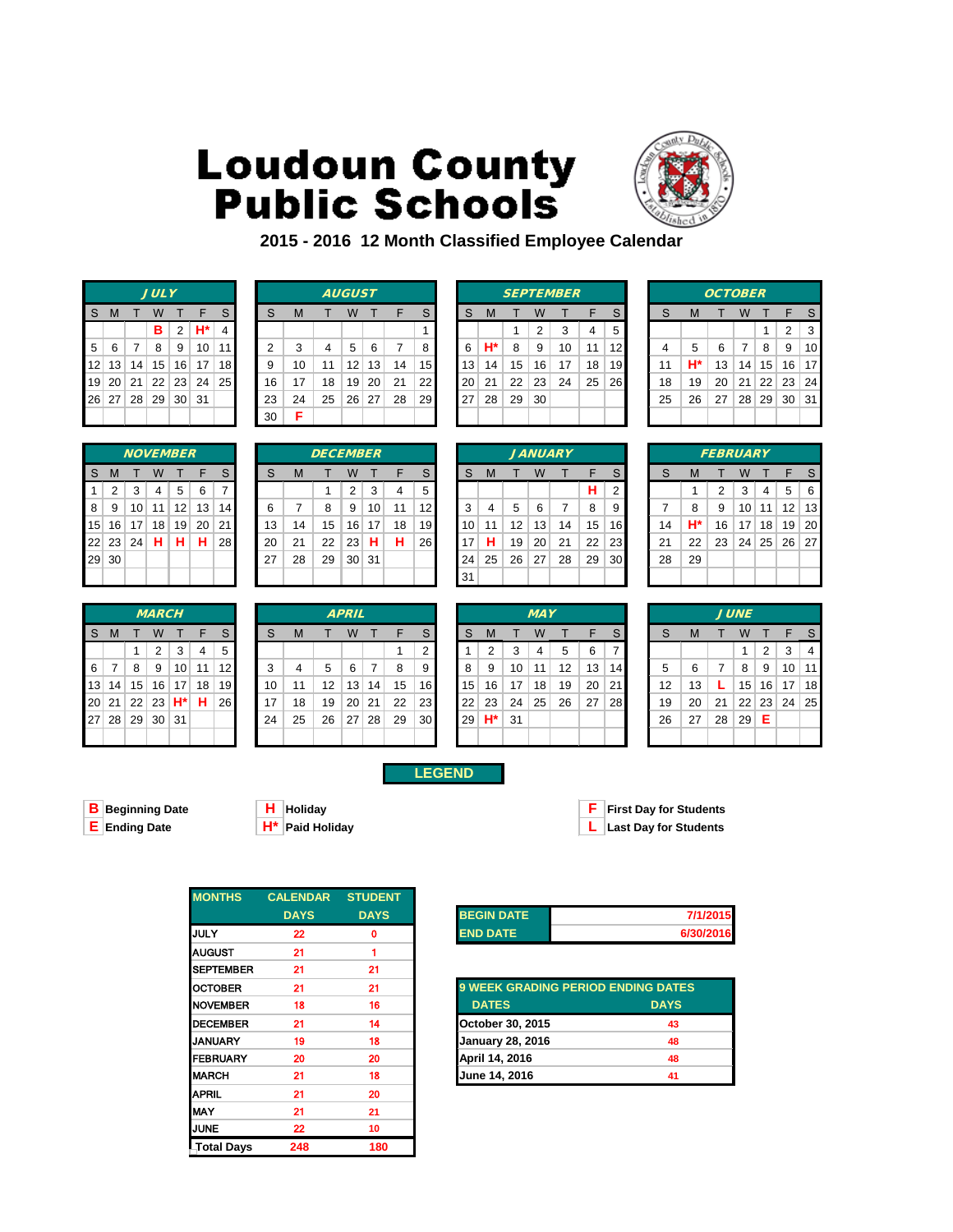# Loudoun County Public Schools

## 2015 - 2016 12 Month Classified Employee Calendar

**JULY**

| S | M | T | W | T | F | S |
|---|---|---|---|---|---|---|
| | | | B | 2 | H* | 4 |
| 5 | 6 | 7 | 8 | 9 | 10 | 11 |
| 12 | 13 | 14 | 15 | 16 | 17 | 18 |
| 19 | 20 | 21 | 22 | 23 | 24 | 25 |
| 26 | 27 | 28 | 29 | 30 | 31 | |

**AUGUST**

| S | M | T | W | T | F | S |
|---|---|---|---|---|---|---|
| | | | | | | 1 |
| 2 | 3 | 4 | 5 | 6 | 7 | 8 |
| 9 | 10 | 11 | 12 | 13 | 14 | 15 |
| 16 | 17 | 18 | 19 | 20 | 21 | 22 |
| 23 | 24 | 25 | 26 | 27 | 28 | 29 |
| 30 | F | | | | | |

**SEPTEMBER**

| S | M | T | W | T | F | S |
|---|---|---|---|---|---|---|
| | | 1 | 2 | 3 | 4 | 5 |
| 6 | H* | 8 | 9 | 10 | 11 | 12 |
| 13 | 14 | 15 | 16 | 17 | 18 | 19 |
| 20 | 21 | 22 | 23 | 24 | 25 | 26 |
| 27 | 28 | 29 | 30 | | | |

**OCTOBER**

| S | M | T | W | T | F | S |
|---|---|---|---|---|---|---|
| | | | | 1 | 2 | 3 |
| 4 | 5 | 6 | 7 | 8 | 9 | 10 |
| 11 | H* | 13 | 14 | 15 | 16 | 17 |
| 18 | 19 | 20 | 21 | 22 | 23 | 24 |
| 25 | 26 | 27 | 28 | 29 | 30 | 31 |

**NOVEMBER**

| S | M | T | W | T | F | S |
|---|---|---|---|---|---|---|
| 1 | 2 | 3 | 4 | 5 | 6 | 7 |
| 8 | 9 | 10 | 11 | 12 | 13 | 14 |
| 15 | 16 | 17 | 18 | 19 | 20 | 21 |
| 22 | 23 | 24 | H | H | H | 28 |
| 29 | 30 | | | | | |

**DECEMBER**

| S | M | T | W | T | F | S |
|---|---|---|---|---|---|---|
| | | 1 | 2 | 3 | 4 | 5 |
| 6 | 7 | 8 | 9 | 10 | 11 | 12 |
| 13 | 14 | 15 | 16 | 17 | 18 | 19 |
| 20 | 21 | 22 | 23 | H | H | 26 |
| 27 | 28 | 29 | 30 | 31 | | |

**JANUARY**

| S | M | T | W | T | F | S |
|---|---|---|---|---|---|---|
| | | | | | H | 2 |
| 3 | 4 | 5 | 6 | 7 | 8 | 9 |
| 10 | 11 | 12 | 13 | 14 | 15 | 16 |
| 17 | H | 19 | 20 | 21 | 22 | 23 |
| 24 | 25 | 26 | 27 | 28 | 29 | 30 |
| 31 | | | | | | |

**FEBRUARY**

| S | M | T | W | T | F | S |
|---|---|---|---|---|---|---|
| | 1 | 2 | 3 | 4 | 5 | 6 |
| 7 | 8 | 9 | 10 | 11 | 12 | 13 |
| 14 | H* | 16 | 17 | 18 | 19 | 20 |
| 21 | 22 | 23 | 24 | 25 | 26 | 27 |
| 28 | 29 | | | | | |

**MARCH**

| S | M | T | W | T | F | S |
|---|---|---|---|---|---|---|
| | | 1 | 2 | 3 | 4 | 5 |
| 6 | 7 | 8 | 9 | 10 | 11 | 12 |
| 13 | 14 | 15 | 16 | 17 | 18 | 19 |
| 20 | 21 | 22 | 23 | H* | H | 26 |
| 27 | 28 | 29 | 30 | 31 | | |

**APRIL**

| S | M | T | W | T | F | S |
|---|---|---|---|---|---|---|
| | | | | | 1 | 2 |
| 3 | 4 | 5 | 6 | 7 | 8 | 9 |
| 10 | 11 | 12 | 13 | 14 | 15 | 16 |
| 17 | 18 | 19 | 20 | 21 | 22 | 23 |
| 24 | 25 | 26 | 27 | 28 | 29 | 30 |

**MAY**

| S | M | T | W | T | F | S |
|---|---|---|---|---|---|---|
| 1 | 2 | 3 | 4 | 5 | 6 | 7 |
| 8 | 9 | 10 | 11 | 12 | 13 | 14 |
| 15 | 16 | 17 | 18 | 19 | 20 | 21 |
| 22 | 23 | 24 | 25 | 26 | 27 | 28 |
| 29 | H* | 31 | | | | |

**JUNE**

| S | M | T | W | T | F | S |
|---|---|---|---|---|---|---|
| | | | 1 | 2 | 3 | 4 |
| 5 | 6 | 7 | 8 | 9 | 10 | 11 |
| 12 | 13 | L | 15 | 16 | 17 | 18 |
| 19 | 20 | 21 | 22 | 23 | 24 | 25 |
| 26 | 27 | 28 | 29 | E | | |

### LEGEND

- **B** Beginning Date
- **E** Ending Date
- **H** Holiday
- **H*** Paid Holiday
- **F** First Day for Students
- **L** Last Day for Students

| MONTHS | CALENDAR DAYS | STUDENT DAYS |
|---|---|---|
| JULY | 22 | 0 |
| AUGUST | 21 | 1 |
| SEPTEMBER | 21 | 21 |
| OCTOBER | 21 | 21 |
| NOVEMBER | 18 | 16 |
| DECEMBER | 21 | 14 |
| JANUARY | 19 | 18 |
| FEBRUARY | 20 | 20 |
| MARCH | 21 | 18 |
| APRIL | 21 | 20 |
| MAY | 21 | 21 |
| JUNE | 22 | 10 |
| Total Days | 248 | 180 |

| | |
|---|---|
| BEGIN DATE | 7/1/2015 |
| END DATE | 6/30/2016 |

| 9 WEEK GRADING PERIOD ENDING DATES | |
|---|---|
| DATES | DAYS |
| October 30, 2015 | 43 |
| January 28, 2016 | 48 |
| April 14, 2016 | 48 |
| June 14, 2016 | 41 |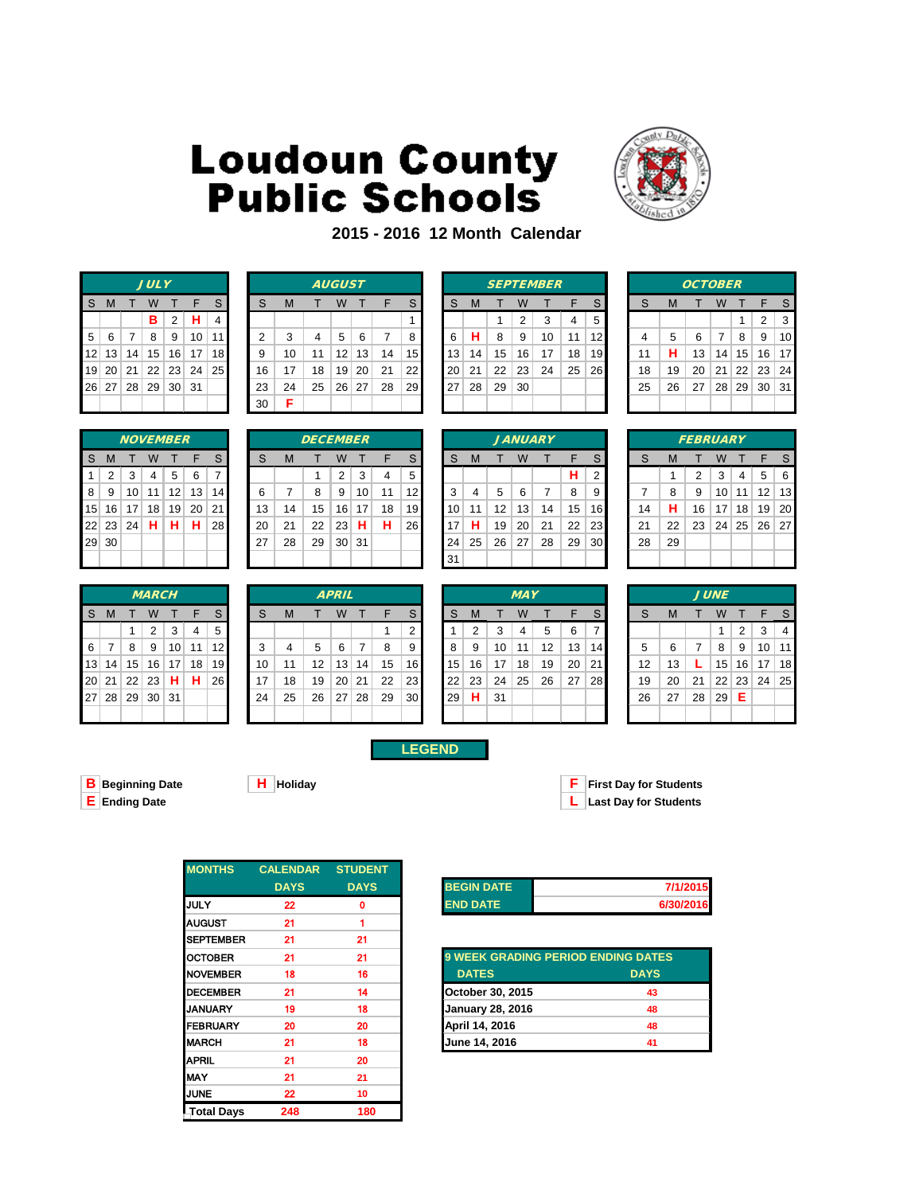# Loudoun County Public Schools

## 2015 - 2016 12 Month Calendar

### JULY

| S | M | T | W | T | F | S |
|---|---|---|---|---|---|---|
| | | | B | 2 | H | 4 |
| 5 | 6 | 7 | 8 | 9 | 10 | 11 |
| 12 | 13 | 14 | 15 | 16 | 17 | 18 |
| 19 | 20 | 21 | 22 | 23 | 24 | 25 |
| 26 | 27 | 28 | 29 | 30 | 31 | |

### AUGUST

| S | M | T | W | T | F | S |
|---|---|---|---|---|---|---|
| | | | | | | 1 |
| 2 | 3 | 4 | 5 | 6 | 7 | 8 |
| 9 | 10 | 11 | 12 | 13 | 14 | 15 |
| 16 | 17 | 18 | 19 | 20 | 21 | 22 |
| 23 | 24 | 25 | 26 | 27 | 28 | 29 |
| 30 | F | | | | | |

### SEPTEMBER

| S | M | T | W | T | F | S |
|---|---|---|---|---|---|---|
| | | 1 | 2 | 3 | 4 | 5 |
| 6 | H | 8 | 9 | 10 | 11 | 12 |
| 13 | 14 | 15 | 16 | 17 | 18 | 19 |
| 20 | 21 | 22 | 23 | 24 | 25 | 26 |
| 27 | 28 | 29 | 30 | | | |

### OCTOBER

| S | M | T | W | T | F | S |
|---|---|---|---|---|---|---|
| | | | | 1 | 2 | 3 |
| 4 | 5 | 6 | 7 | 8 | 9 | 10 |
| 11 | H | 13 | 14 | 15 | 16 | 17 |
| 18 | 19 | 20 | 21 | 22 | 23 | 24 |
| 25 | 26 | 27 | 28 | 29 | 30 | 31 |

### NOVEMBER

| S | M | T | W | T | F | S |
|---|---|---|---|---|---|---|
| 1 | 2 | 3 | 4 | 5 | 6 | 7 |
| 8 | 9 | 10 | 11 | 12 | 13 | 14 |
| 15 | 16 | 17 | 18 | 19 | 20 | 21 |
| 22 | 23 | 24 | H | H | H | 28 |
| 29 | 30 | | | | | |

### DECEMBER

| S | M | T | W | T | F | S |
|---|---|---|---|---|---|---|
| | | 1 | 2 | 3 | 4 | 5 |
| 6 | 7 | 8 | 9 | 10 | 11 | 12 |
| 13 | 14 | 15 | 16 | 17 | 18 | 19 |
| 20 | 21 | 22 | 23 | H | H | 26 |
| 27 | 28 | 29 | 30 | 31 | | |

### JANUARY

| S | M | T | W | T | F | S |
|---|---|---|---|---|---|---|
| | | | | | H | 2 |
| 3 | 4 | 5 | 6 | 7 | 8 | 9 |
| 10 | 11 | 12 | 13 | 14 | 15 | 16 |
| 17 | H | 19 | 20 | 21 | 22 | 23 |
| 24 | 25 | 26 | 27 | 28 | 29 | 30 |
| 31 | | | | | | |

### FEBRUARY

| S | M | T | W | T | F | S |
|---|---|---|---|---|---|---|
| | 1 | 2 | 3 | 4 | 5 | 6 |
| 7 | 8 | 9 | 10 | 11 | 12 | 13 |
| 14 | H | 16 | 17 | 18 | 19 | 20 |
| 21 | 22 | 23 | 24 | 25 | 26 | 27 |
| 28 | 29 | | | | | |

### MARCH

| S | M | T | W | T | F | S |
|---|---|---|---|---|---|---|
| | | 1 | 2 | 3 | 4 | 5 |
| 6 | 7 | 8 | 9 | 10 | 11 | 12 |
| 13 | 14 | 15 | 16 | 17 | 18 | 19 |
| 20 | 21 | 22 | 23 | H | H | 26 |
| 27 | 28 | 29 | 30 | 31 | | |

### APRIL

| S | M | T | W | T | F | S |
|---|---|---|---|---|---|---|
| | | | | | 1 | 2 |
| 3 | 4 | 5 | 6 | 7 | 8 | 9 |
| 10 | 11 | 12 | 13 | 14 | 15 | 16 |
| 17 | 18 | 19 | 20 | 21 | 22 | 23 |
| 24 | 25 | 26 | 27 | 28 | 29 | 30 |

### MAY

| S | M | T | W | T | F | S |
|---|---|---|---|---|---|---|
| 1 | 2 | 3 | 4 | 5 | 6 | 7 |
| 8 | 9 | 10 | 11 | 12 | 13 | 14 |
| 15 | 16 | 17 | 18 | 19 | 20 | 21 |
| 22 | 23 | 24 | 25 | 26 | 27 | 28 |
| 29 | H | 31 | | | | |

### JUNE

| S | M | T | W | T | F | S |
|---|---|---|---|---|---|---|
| | | | 1 | 2 | 3 | 4 |
| 5 | 6 | 7 | 8 | 9 | 10 | 11 |
| 12 | 13 | L | 15 | 16 | 17 | 18 |
| 19 | 20 | 21 | 22 | 23 | 24 | 25 |
| 26 | 27 | 28 | 29 | E | | |

### LEGEND

- **B** Beginning Date
- **E** Ending Date
- **H** Holiday
- **F** First Day for Students
- **L** Last Day for Students

| MONTHS | CALENDAR DAYS | STUDENT DAYS |
|---|---|---|
| JULY | 22 | 0 |
| AUGUST | 21 | 1 |
| SEPTEMBER | 21 | 21 |
| OCTOBER | 21 | 21 |
| NOVEMBER | 18 | 16 |
| DECEMBER | 21 | 14 |
| JANUARY | 19 | 18 |
| FEBRUARY | 20 | 20 |
| MARCH | 21 | 18 |
| APRIL | 21 | 20 |
| MAY | 21 | 21 |
| JUNE | 22 | 10 |
| Total Days | 248 | 180 |

| | |
|---|---|
| BEGIN DATE | 7/1/2015 |
| END DATE | 6/30/2016 |

| 9 WEEK GRADING PERIOD ENDING DATES | |
|---|---|
| DATES | DAYS |
| October 30, 2015 | 43 |
| January 28, 2016 | 48 |
| April 14, 2016 | 48 |
| June 14, 2016 | 41 |